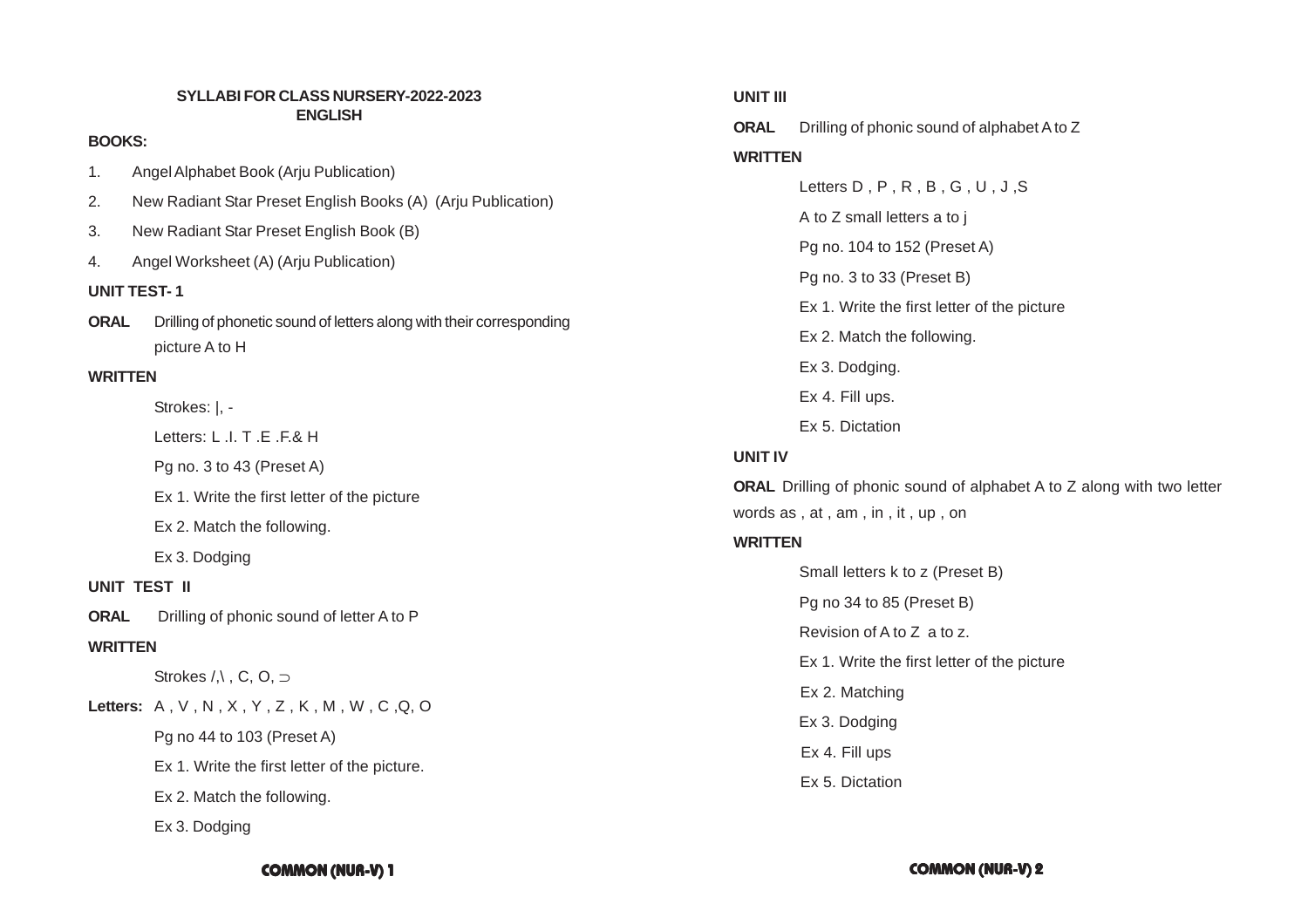# SYLLABI FOR CLASS NURSERY-2022-2023
## ENGLISH

**BOOKS:**

1. Angel Alphabet Book (Arju Publication)
2. New Radiant Star Preset English Books (A) (Arju Publication)
3. New Radiant Star Preset English Book (B)
4. Angel Worksheet (A) (Arju Publication)

**UNIT TEST- 1**

**ORAL** Drilling of phonetic sound of letters along with their corresponding picture A to H

**WRITTEN**

Strokes: |, -

Letters: L .I. T .E .F.& H

Pg no. 3 to 43 (Preset A)

Ex 1. Write the first letter of the picture

Ex 2. Match the following.

Ex 3. Dodging

**UNIT TEST II**

**ORAL** Drilling of phonic sound of letter A to P

**WRITTEN**

Strokes /,\ , C, O, ⊃

**Letters:** A , V , N , X , Y , Z , K , M , W , C ,Q, O

Pg no 44 to 103 (Preset A)

Ex 1. Write the first letter of the picture.

Ex 2. Match the following.

Ex 3. Dodging

**UNIT III**

**ORAL** Drilling of phonic sound of alphabet A to Z

**WRITTEN**

Letters D , P , R , B , G , U , J ,S

A to Z small letters a to j

Pg no. 104 to 152 (Preset A)

Pg no. 3 to 33 (Preset B)

Ex 1. Write the first letter of the picture

Ex 2. Match the following.

Ex 3. Dodging.

Ex 4. Fill ups.

Ex 5. Dictation

**UNIT IV**

**ORAL** Drilling of phonic sound of alphabet A to Z along with two letter words as , at , am , in , it , up , on

**WRITTEN**

Small letters k to z (Preset B)

Pg no 34 to 85 (Preset B)

Revision of A to Z a to z.

Ex 1. Write the first letter of the picture

Ex 2. Matching

Ex 3. Dodging

Ex 4. Fill ups

Ex 5. Dictation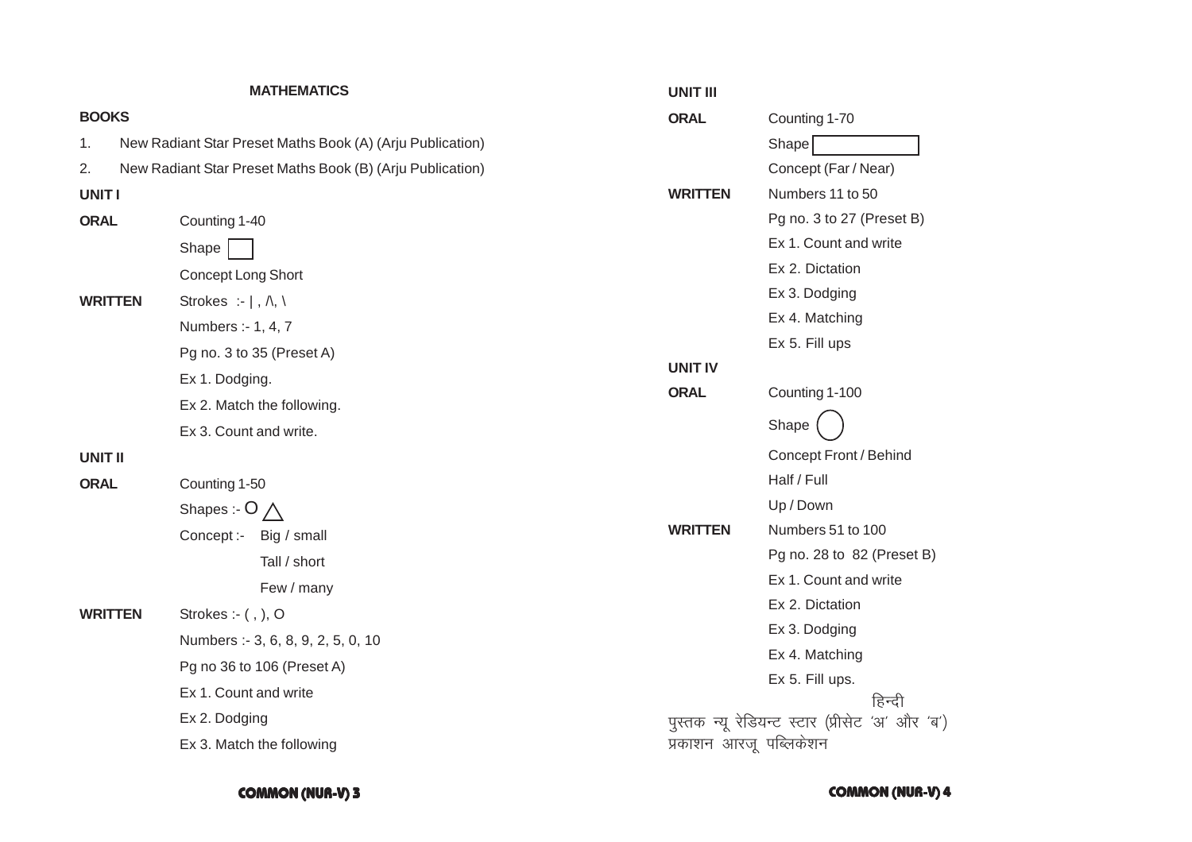## MATHEMATICS

**BOOKS**

1. New Radiant Star Preset Maths Book (A) (Arju Publication)
2. New Radiant Star Preset Maths Book (B) (Arju Publication)

### UNIT I

| | |
|---|---|
| **ORAL** | Counting 1-40 |
| | Shape □ |
| | Concept Long Short |
| **WRITTEN** | Strokes :- \| , /\, \ |
| | Numbers :- 1, 4, 7 |
| | Pg no. 3 to 35 (Preset A) |
| | Ex 1. Dodging. |
| | Ex 2. Match the following. |
| | Ex 3. Count and write. |

### UNIT II

| | |
|---|---|
| **ORAL** | Counting 1-50 |
| | Shapes :- O △ |
| | Concept :- Big / small |
| | Tall / short |
| | Few / many |
| **WRITTEN** | Strokes :- ( , ), O |
| | Numbers :- 3, 6, 8, 9, 2, 5, 0, 10 |
| | Pg no 36 to 106 (Preset A) |
| | Ex 1. Count and write |
| | Ex 2. Dodging |
| | Ex 3. Match the following |

### UNIT III

| | |
|---|---|
| **ORAL** | Counting 1-70 |
| | Shape ▭ |
| | Concept (Far / Near) |
| **WRITTEN** | Numbers 11 to 50 |
| | Pg no. 3 to 27 (Preset B) |
| | Ex 1. Count and write |
| | Ex 2. Dictation |
| | Ex 3. Dodging |
| | Ex 4. Matching |
| | Ex 5. Fill ups |

### UNIT IV

| | |
|---|---|
| **ORAL** | Counting 1-100 |
| | Shape ◯ |
| | Concept Front / Behind |
| | Half / Full |
| | Up / Down |
| **WRITTEN** | Numbers 51 to 100 |
| | Pg no. 28 to 82 (Preset B) |
| | Ex 1. Count and write |
| | Ex 2. Dictation |
| | Ex 3. Dodging |
| | Ex 4. Matching |
| | Ex 5. Fill ups. |

## हिन्दी

पुस्तक न्यू रेडियन्ट स्टार (प्रीसेट 'अ' और 'ब')
प्रकाशन आरजू पब्लिकेशन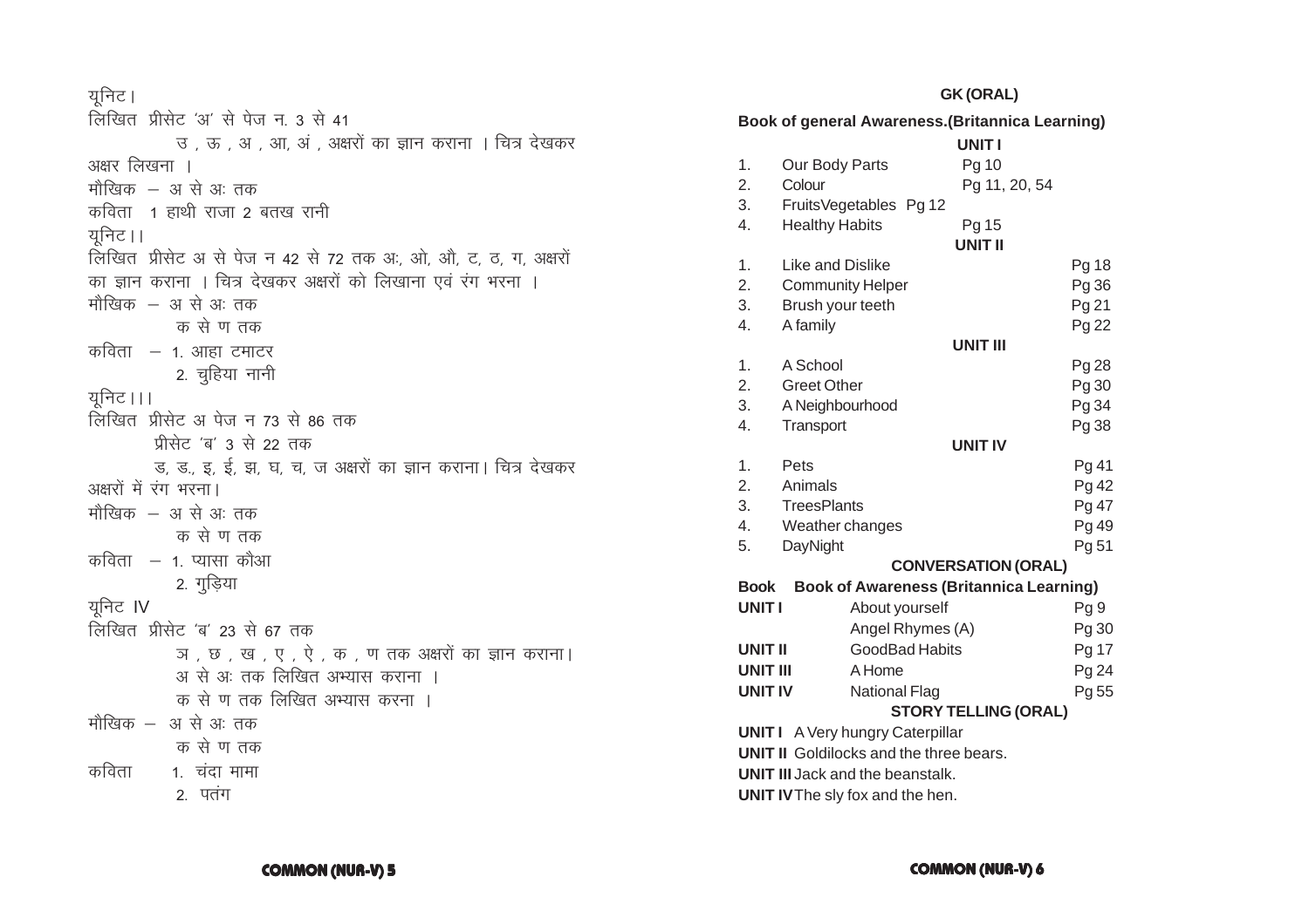यूनिट I

लिखित प्रीसेट 'अ' से पेज न. 3 से 41

उ , ऊ , अ , आ, अं , अक्षरों का ज्ञान कराना । चित्र देखकर अक्षर लिखना ।

मौखिक – अ से अः तक

कविता 1 हाथी राजा 2 बतख रानी

यूनिट II

लिखित प्रीसेट अ से पेज न 42 से 72 तक अः, ओ, औ, ट, ठ, ग, अक्षरों का ज्ञान कराना । चित्र देखकर अक्षरों को लिखाना एवं रंग भरना ।

मौखिक – अ से अः तक
क से ण तक

कविता – 1. आहा टमाटर
2. चुहिया नानी

यूनिट III

लिखित प्रीसेट अ पेज न 73 से 86 तक
प्रीसेट 'ब' 3 से 22 तक
ड, ड., इ, ई, झ, घ, च, ज अक्षरों का ज्ञान कराना। चित्र देखकर अक्षरों में रंग भरना।

मौखिक – अ से अः तक
क से ण तक

कविता – 1. प्यासा कौआ
2. गुड़िया

यूनिट IV

लिखित प्रीसेट 'ब' 23 से 67 तक
ञ , छ , ख , ए , ऐ , क , ण तक अक्षरों का ज्ञान कराना।
अ से अः तक लिखित अभ्यास कराना ।
क से ण तक लिखित अभ्यास करना ।

मौखिक – अ से अः तक
क से ण तक

कविता 1. चंदा मामा
2. पतंग

## GK (ORAL)

**Book of general Awareness.(Britannica Learning)**

**UNIT I**

| | | |
|---|---|---|
| 1. | Our Body Parts | Pg 10 |
| 2. | Colour | Pg 11, 20, 54 |
| 3. | FruitsVegetables | Pg 12 |
| 4. | Healthy Habits | Pg 15 |

**UNIT II**

| | | |
|---|---|---|
| 1. | Like and Dislike | Pg 18 |
| 2. | Community Helper | Pg 36 |
| 3. | Brush your teeth | Pg 21 |
| 4. | A family | Pg 22 |

**UNIT III**

| | | |
|---|---|---|
| 1. | A School | Pg 28 |
| 2. | Greet Other | Pg 30 |
| 3. | A Neighbourhood | Pg 34 |
| 4. | Transport | Pg 38 |

**UNIT IV**

| | | |
|---|---|---|
| 1. | Pets | Pg 41 |
| 2. | Animals | Pg 42 |
| 3. | TreesPlants | Pg 47 |
| 4. | Weather changes | Pg 49 |
| 5. | DayNight | Pg 51 |

## CONVERSATION (ORAL)

**Book Book of Awareness (Britannica Learning)**

| | | |
|---|---|---|
| **UNIT I** | About yourself | Pg 9 |
| | Angel Rhymes (A) | Pg 30 |
| **UNIT II** | GoodBad Habits | Pg 17 |
| **UNIT III** | A Home | Pg 24 |
| **UNIT IV** | National Flag | Pg 55 |

## STORY TELLING (ORAL)

**UNIT I** A Very hungry Caterpillar

**UNIT II** Goldilocks and the three bears.

**UNIT III** Jack and the beanstalk.

**UNIT IV** The sly fox and the hen.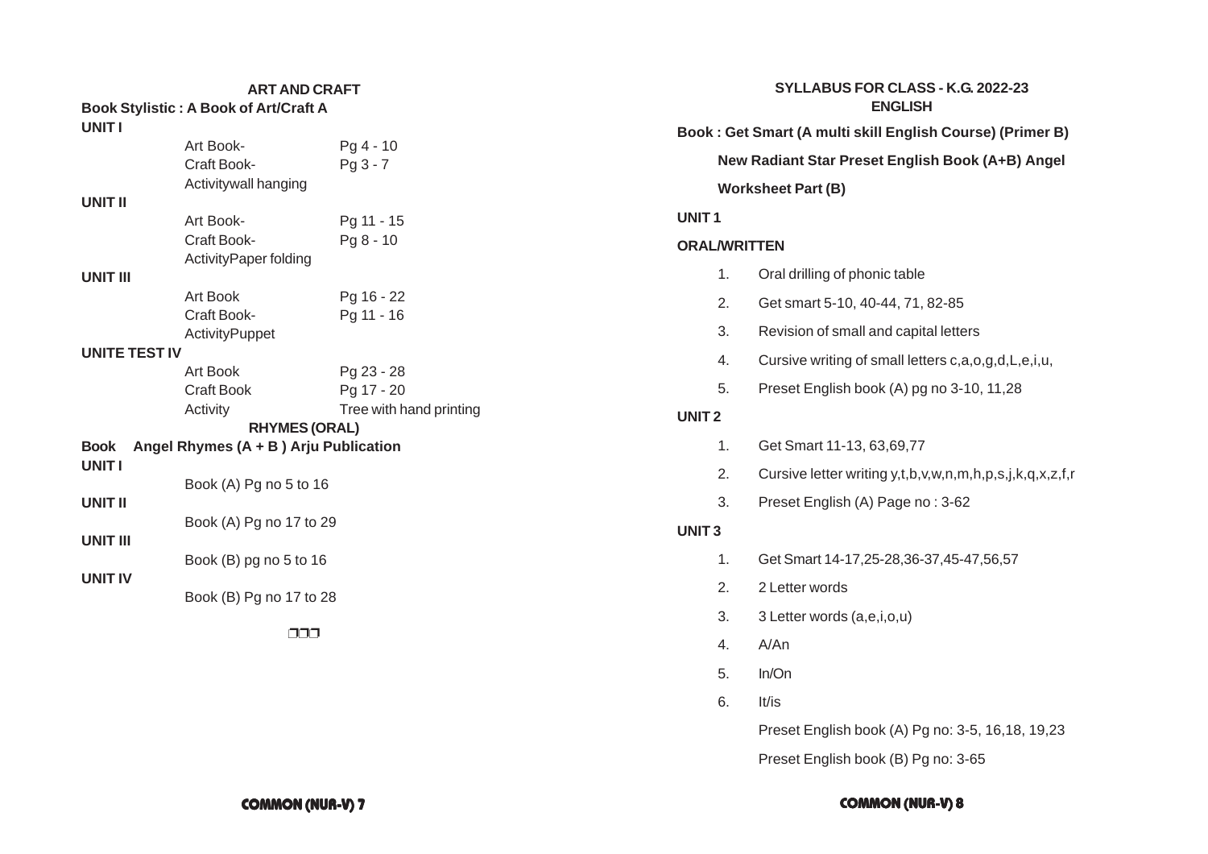## ART AND CRAFT

**Book Stylistic : A Book of Art/Craft A**

**UNIT I**

| | |
|---|---|
| Art Book- | Pg 4 - 10 |
| Craft Book- | Pg 3 - 7 |
| Activitywall hanging | |

**UNIT II**

| | |
|---|---|
| Art Book- | Pg 11 - 15 |
| Craft Book- | Pg 8 - 10 |
| ActivityPaper folding | |

**UNIT III**

| | |
|---|---|
| Art Book | Pg 16 - 22 |
| Craft Book- | Pg 11 - 16 |
| ActivityPuppet | |

**UNITE TEST IV**

| | |
|---|---|
| Art Book | Pg 23 - 28 |
| Craft Book | Pg 17 - 20 |
| Activity | Tree with hand printing |

## RHYMES (ORAL)

**Book Angel Rhymes (A + B ) Arju Publication**

**UNIT I**

Book (A) Pg no 5 to 16

**UNIT II**

Book (A) Pg no 17 to 29

**UNIT III**

Book (B) pg no 5 to 16

**UNIT IV**

Book (B) Pg no 17 to 28

❒❒❒

## SYLLABUS FOR CLASS - K.G. 2022-23
## ENGLISH

**Book : Get Smart (A multi skill English Course) (Primer B)**

**New Radiant Star Preset English Book (A+B) Angel**

**Worksheet Part (B)**

**UNIT 1**

**ORAL/WRITTEN**

1. Oral drilling of phonic table
2. Get smart 5-10, 40-44, 71, 82-85
3. Revision of small and capital letters
4. Cursive writing of small letters c,a,o,g,d,L,e,i,u,
5. Preset English book (A) pg no 3-10, 11,28

**UNIT 2**

1. Get Smart 11-13, 63,69,77
2. Cursive letter writing y,t,b,v,w,n,m,h,p,s,j,k,q,x,z,f,r
3. Preset English (A) Page no : 3-62

**UNIT 3**

1. Get Smart 14-17,25-28,36-37,45-47,56,57
2. 2 Letter words
3. 3 Letter words (a,e,i,o,u)
4. A/An
5. In/On
6. It/is

Preset English book (A) Pg no: 3-5, 16,18, 19,23

Preset English book (B) Pg no: 3-65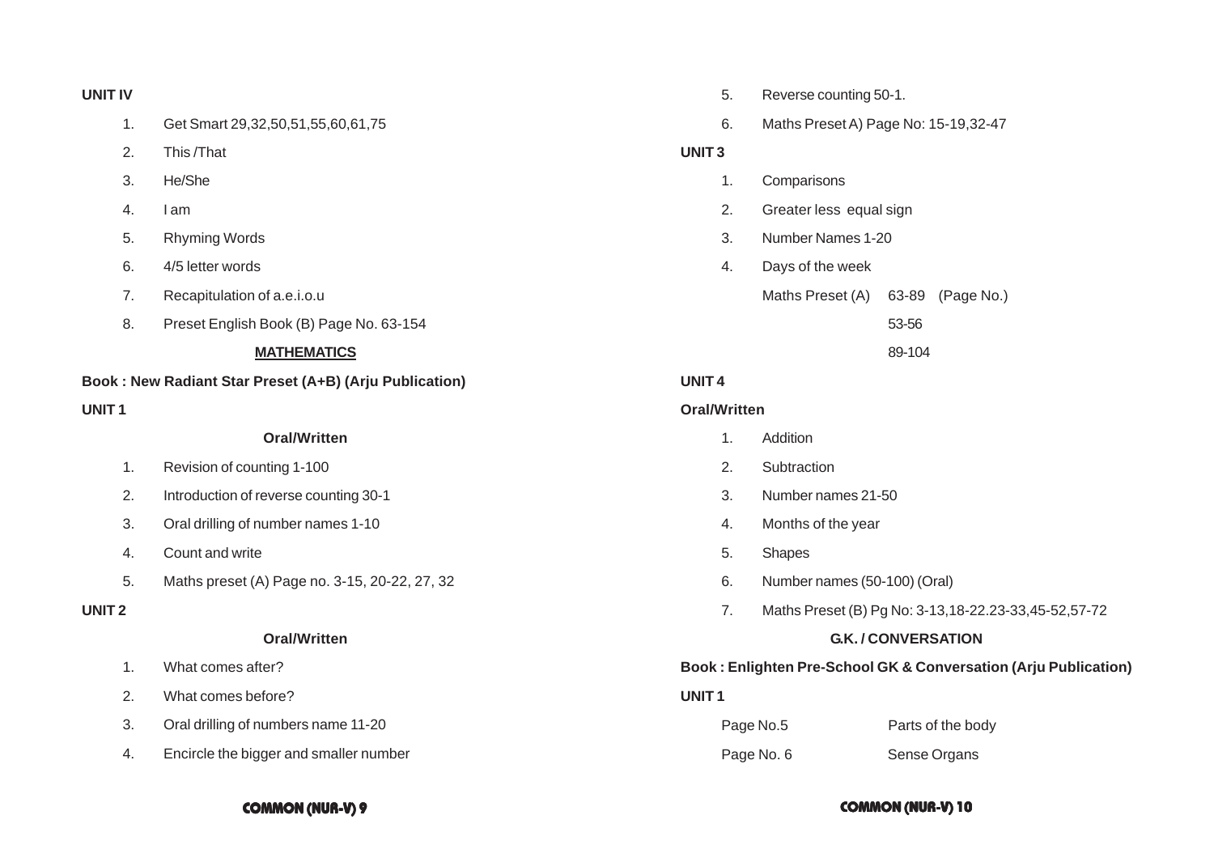**UNIT IV**

1. Get Smart 29,32,50,51,55,60,61,75
2. This /That
3. He/She
4. I am
5. Rhyming Words
6. 4/5 letter words
7. Recapitulation of a.e.i.o.u
8. Preset English Book (B) Page No. 63-154

## MATHEMATICS

**Book : New Radiant Star Preset (A+B) (Arju Publication)**

**UNIT 1**

**Oral/Written**

1. Revision of counting 1-100
2. Introduction of reverse counting 30-1
3. Oral drilling of number names 1-10
4. Count and write
5. Maths preset (A) Page no. 3-15, 20-22, 27, 32

**UNIT 2**

**Oral/Written**

1. What comes after?
2. What comes before?
3. Oral drilling of numbers name 11-20
4. Encircle the bigger and smaller number
5. Reverse counting 50-1.
6. Maths Preset A) Page No: 15-19,32-47

**UNIT 3**

1. Comparisons
2. Greater less equal sign
3. Number Names 1-20
4. Days of the week

   Maths Preset (A) 63-89 (Page No.)
   53-56
   89-104

**UNIT 4**

**Oral/Written**

1. Addition
2. Subtraction
3. Number names 21-50
4. Months of the year
5. Shapes
6. Number names (50-100) (Oral)
7. Maths Preset (B) Pg No: 3-13,18-22.23-33,45-52,57-72

## G.K. / CONVERSATION

**Book : Enlighten Pre-School GK & Conversation (Arju Publication)**

**UNIT 1**

| | |
|---|---|
| Page No.5 | Parts of the body |
| Page No. 6 | Sense Organs |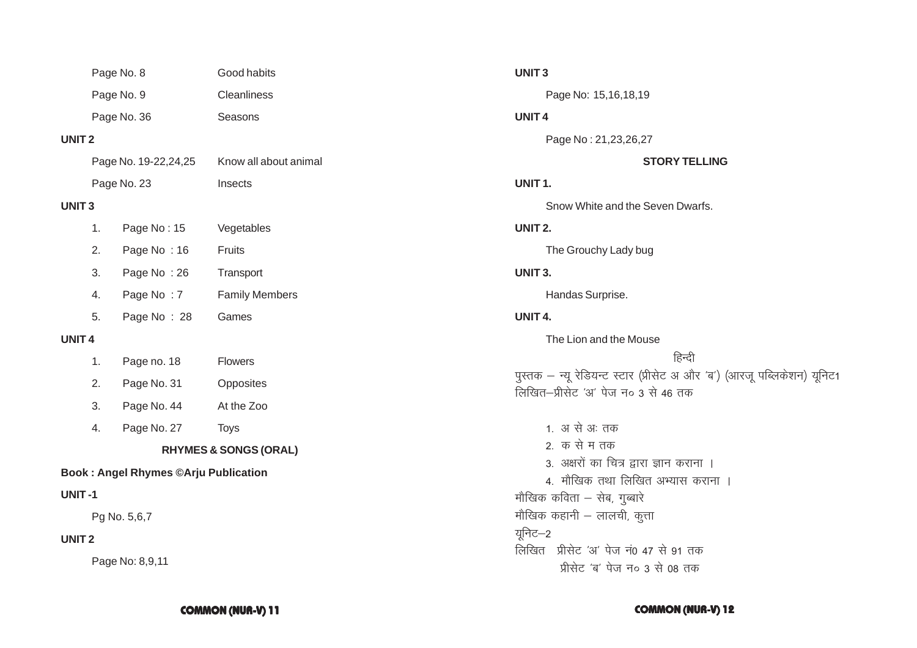| | |
|---|---|
| Page No. 8 | Good habits |
| Page No. 9 | Cleanliness |
| Page No. 36 | Seasons |

**UNIT 2**

| | |
|---|---|
| Page No. 19-22,24,25 | Know all about animal |
| Page No. 23 | Insects |

**UNIT 3**

| | | |
|---|---|---|
| 1. | Page No : 15 | Vegetables |
| 2. | Page No : 16 | Fruits |
| 3. | Page No : 26 | Transport |
| 4. | Page No : 7 | Family Members |
| 5. | Page No : 28 | Games |

**UNIT 4**

| | | |
|---|---|---|
| 1. | Page no. 18 | Flowers |
| 2. | Page No. 31 | Opposites |
| 3. | Page No. 44 | At the Zoo |
| 4. | Page No. 27 | Toys |

## RHYMES & SONGS (ORAL)

**Book : Angel Rhymes ©Arju Publication**

**UNIT -1**

Pg No. 5,6,7

**UNIT 2**

Page No: 8,9,11

**UNIT 3**

Page No: 15,16,18,19

**UNIT 4**

Page No : 21,23,26,27

## STORY TELLING

**UNIT 1.**

Snow White and the Seven Dwarfs.

**UNIT 2.**

The Grouchy Lady bug

**UNIT 3.**

Handas Surprise.

**UNIT 4.**

The Lion and the Mouse

## हिन्दी

पुस्तक – न्यू रेडियन्ट स्टार (प्रीसेट अ और 'ब') (आरजू पब्लिकेशन) यूनिट1

लिखित–प्रीसेट 'अ' पेज न० 3 से 46 तक

1. अ से अः तक
2. क से म तक
3. अक्षरों का चित्र द्वारा ज्ञान कराना ।
4. मौखिक तथा लिखित अभ्यास कराना ।

मौखिक कविता – सेब, गुब्बारे

मौखिक कहानी – लालची, कुत्ता

यूनिट–2

लिखित प्रीसेट 'अ' पेज नं0 47 से 91 तक

प्रीसेट 'ब' पेज न० 3 से 08 तक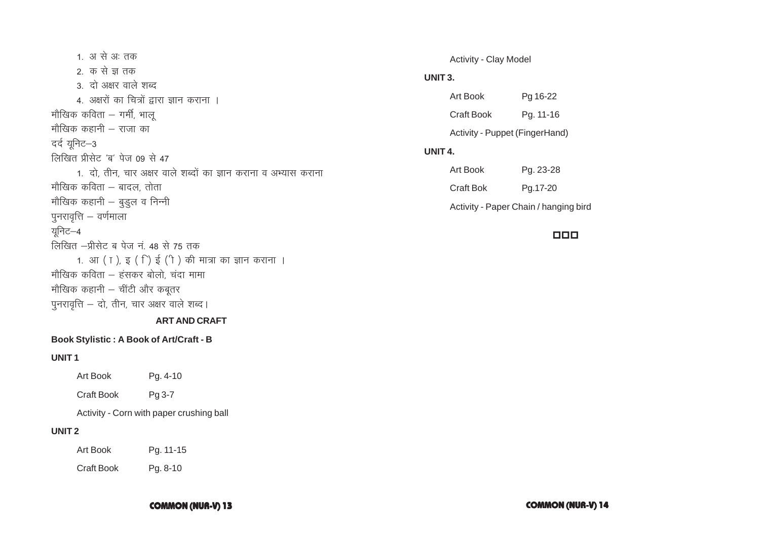1. अ से अः तक
2. क से ज्ञ तक
3. दो अक्षर वाले शब्द
4. अक्षरों का चित्रों द्वारा ज्ञान कराना ।

मौखिक कविता – गर्मी, भालू

मौखिक कहानी – राजा का

दर्द यूनिट–3

लिखित प्रीसेट 'ब' पेज 09 से 47

1. दो, तीन, चार अक्षर वाले शब्दों का ज्ञान कराना व अभ्यास कराना

मौखिक कविता – बादल, तोता

मौखिक कहानी – बुडुल व निन्नी

पुनरावृत्ति – वर्णमाला

यूनिट–4

लिखित –प्रीसेट ब पेज नं. 48 से 75 तक

1. आ ( ा ), इ ( ि ) ई ( ी ) की मात्रा का ज्ञान कराना ।

मौखिक कविता – हंसकर बोलो, चंदा मामा

मौखिक कहानी – चींटी और कबूतर

पुनरावृत्ति – दो, तीन, चार अक्षर वाले शब्द।

## ART AND CRAFT

**Book Stylistic : A Book of Art/Craft - B**

**UNIT 1**

Art Book Pg. 4-10

Craft Book Pg 3-7

Activity - Corn with paper crushing ball

**UNIT 2**

Art Book Pg. 11-15

Craft Book Pg. 8-10

Activity - Clay Model

**UNIT 3.**

Art Book Pg 16-22

Craft Book Pg. 11-16

Activity - Puppet (FingerHand)

**UNIT 4.**

Art Book Pg. 23-28

Craft Bok Pg.17-20

Activity - Paper Chain / hanging bird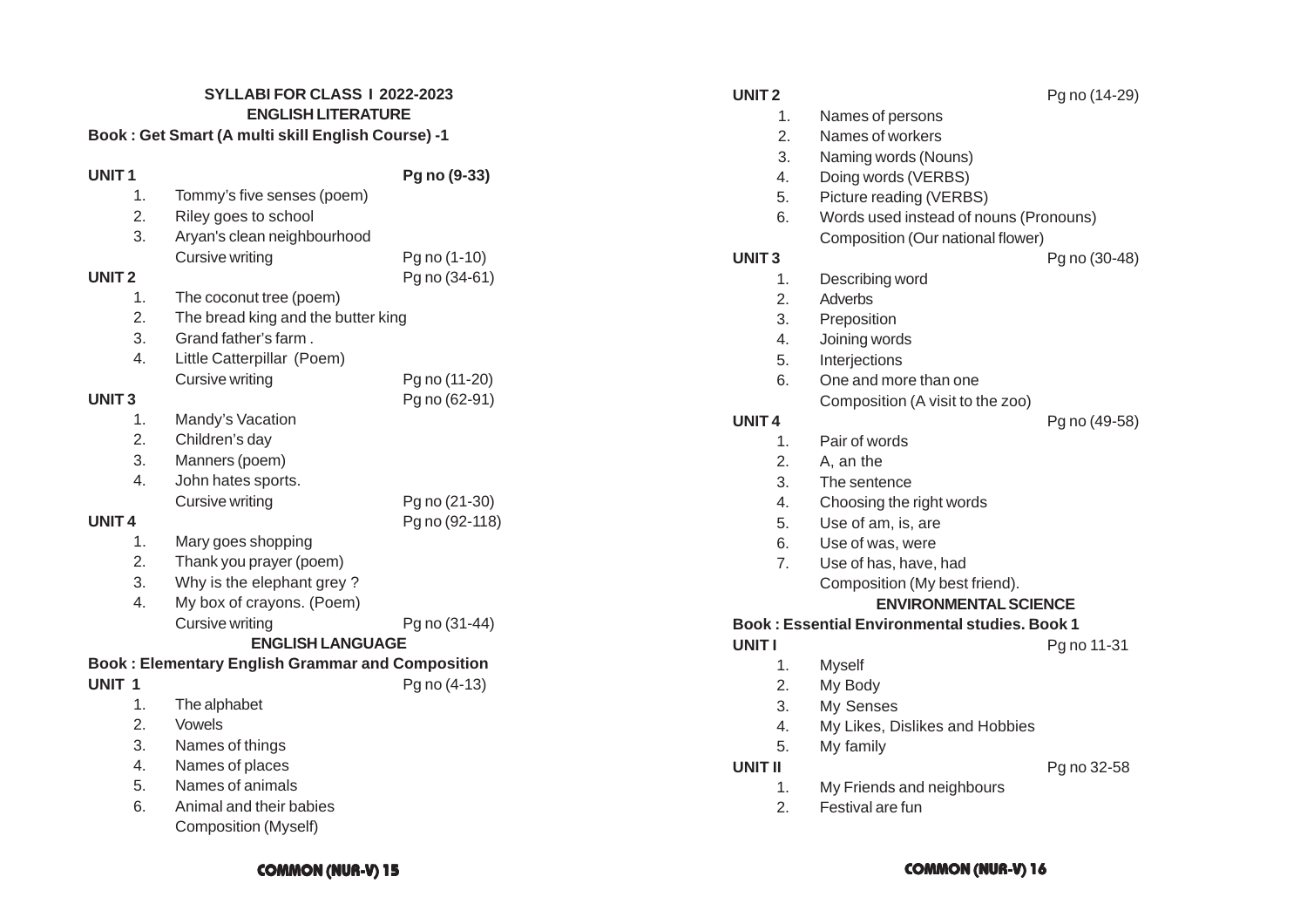## SYLLABI FOR CLASS I 2022-2023

### ENGLISH LITERATURE

**Book : Get Smart (A multi skill English Course) -1**

**UNIT 1** — **Pg no (9-33)**

1. Tommy's five senses (poem)
2. Riley goes to school
3. Aryan's clean neighbourhood

Cursive writing — Pg no (1-10)

**UNIT 2** — Pg no (34-61)

1. The coconut tree (poem)
2. The bread king and the butter king
3. Grand father's farm .
4. Little Catterpillar (Poem)

Cursive writing — Pg no (11-20)

**UNIT 3** — Pg no (62-91)

1. Mandy's Vacation
2. Children's day
3. Manners (poem)
4. John hates sports.

Cursive writing — Pg no (21-30)

**UNIT 4** — Pg no (92-118)

1. Mary goes shopping
2. Thank you prayer (poem)
3. Why is the elephant grey ?
4. My box of crayons. (Poem)

Cursive writing — Pg no (31-44)

### ENGLISH LANGUAGE

**Book : Elementary English Grammar and Composition**

**UNIT 1** — Pg no (4-13)

1. The alphabet
2. Vowels
3. Names of things
4. Names of places
5. Names of animals
6. Animal and their babies

Composition (Myself)

**UNIT 2** — Pg no (14-29)

1. Names of persons
2. Names of workers
3. Naming words (Nouns)
4. Doing words (VERBS)
5. Picture reading (VERBS)
6. Words used instead of nouns (Pronouns)

Composition (Our national flower)

**UNIT 3** — Pg no (30-48)

1. Describing word
2. Adverbs
3. Preposition
4. Joining words
5. Interjections
6. One and more than one

Composition (A visit to the zoo)

**UNIT 4** — Pg no (49-58)

1. Pair of words
2. A, an the
3. The sentence
4. Choosing the right words
5. Use of am, is, are
6. Use of was, were
7. Use of has, have, had

Composition (My best friend).

### ENVIRONMENTAL SCIENCE

**Book : Essential Environmental studies. Book 1**

**UNIT I** — Pg no 11-31

1. Myself
2. My Body
3. My Senses
4. My Likes, Dislikes and Hobbies
5. My family

**UNIT II** — Pg no 32-58

1. My Friends and neighbours
2. Festival are fun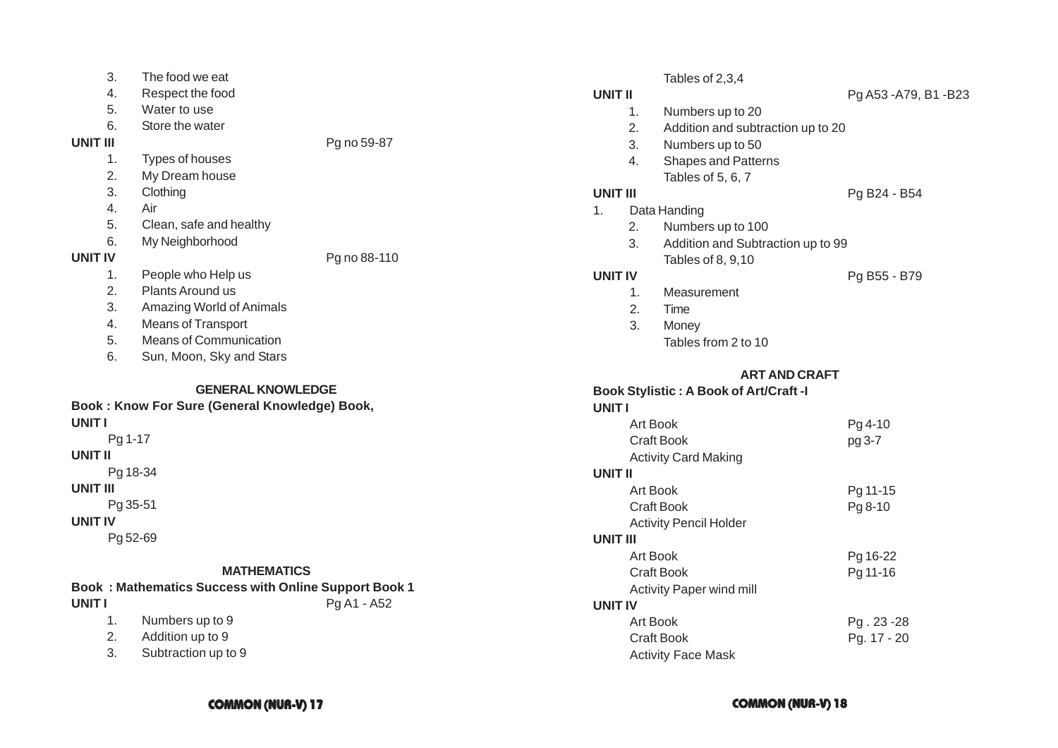3. The food we eat
4. Respect the food
5. Water to use
6. Store the water

**UNIT III** Pg no 59-87

1. Types of houses
2. My Dream house
3. Clothing
4. Air
5. Clean, safe and healthy
6. My Neighborhood

**UNIT IV** Pg no 88-110

1. People who Help us
2. Plants Around us
3. Amazing World of Animals
4. Means of Transport
5. Means of Communication
6. Sun, Moon, Sky and Stars

## GENERAL KNOWLEDGE

**Book : Know For Sure (General Knowledge) Book,**

**UNIT I**

Pg 1-17

**UNIT II**

Pg 18-34

**UNIT III**

Pg 35-51

**UNIT IV**

Pg 52-69

## MATHEMATICS

**Book : Mathematics Success with Online Support Book 1**

**UNIT I** Pg A1 - A52

1. Numbers up to 9
2. Addition up to 9
3. Subtraction up to 9

Tables of 2,3,4

**UNIT II** Pg A53 -A79, B1 -B23

1. Numbers up to 20
2. Addition and subtraction up to 20
3. Numbers up to 50
4. Shapes and Patterns

Tables of 5, 6, 7

**UNIT III** Pg B24 - B54

1. Data Handing
2. Numbers up to 100
3. Addition and Subtraction up to 99

Tables of 8, 9,10

**UNIT IV** Pg B55 - B79

1. Measurement
2. Time
3. Money

Tables from 2 to 10

## ART AND CRAFT

**Book Stylistic : A Book of Art/Craft -I**

**UNIT I**

Art Book Pg 4-10
Craft Book pg 3-7
Activity Card Making

**UNIT II**

Art Book Pg 11-15
Craft Book Pg 8-10
Activity Pencil Holder

**UNIT III**

Art Book Pg 16-22
Craft Book Pg 11-16
Activity Paper wind mill

**UNIT IV**

Art Book Pg . 23 -28
Craft Book Pg. 17 - 20
Activity Face Mask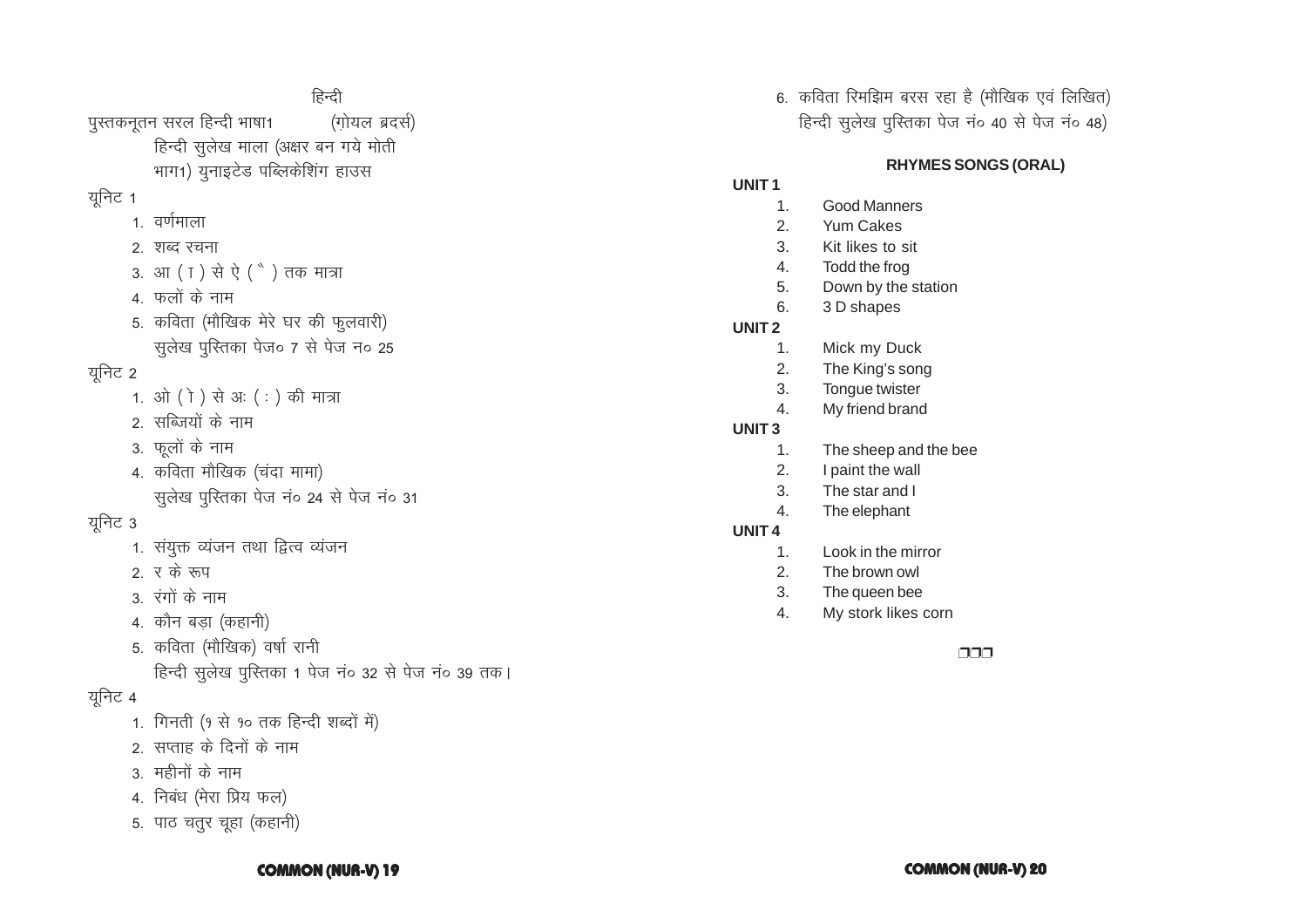## हिन्दी

पुस्तकनूतन सरल हिन्दी भाषा1 (गोयल ब्रदर्स)
हिन्दी सुलेख माला (अक्षर बन गये मोती भाग1) युनाइटेड पब्लिकेशिंग हाउस

### यूनिट 1

1. वर्णमाला
2. शब्द रचना
3. आ ( ा ) से ऐ ( ै ) तक मात्रा
4. फलों के नाम
5. कविता (मौखिक मेरे घर की फुलवारी)
   सुलेख पुस्तिका पेज० 7 से पेज न० 25

### यूनिट 2

1. ओ ( ो ) से अः ( ः ) की मात्रा
2. सब्जियों के नाम
3. फूलों के नाम
4. कविता मौखिक (चंदा मामा)
   सुलेख पुस्तिका पेज नं० 24 से पेज नं० 31

### यूनिट 3

1. संयुक्त व्यंजन तथा द्वित्व व्यंजन
2. र के रूप
3. रंगों के नाम
4. कौन बड़ा (कहानी)
5. कविता (मौखिक) वर्षा रानी
   हिन्दी सुलेख पुस्तिका 1 पेज नं० 32 से पेज नं० 39 तक।

### यूनिट 4

1. गिनती (१ से १० तक हिन्दी शब्दों में)
2. सप्ताह के दिनों के नाम
3. महीनों के नाम
4. निबंध (मेरा प्रिय फल)
5. पाठ चतुर चूहा (कहानी)
6. कविता रिमझिम बरस रहा है (मौखिक एवं लिखित)
   हिन्दी सुलेख पुस्तिका पेज नं० 40 से पेज नं० 48)

## RHYMES SONGS (ORAL)

**UNIT 1**

1. Good Manners
2. Yum Cakes
3. Kit likes to sit
4. Todd the frog
5. Down by the station
6. 3 D shapes

**UNIT 2**

1. Mick my Duck
2. The King's song
3. Tongue twister
4. My friend brand

**UNIT 3**

1. The sheep and the bee
2. I paint the wall
3. The star and I
4. The elephant

**UNIT 4**

1. Look in the mirror
2. The brown owl
3. The queen bee
4. My stork likes corn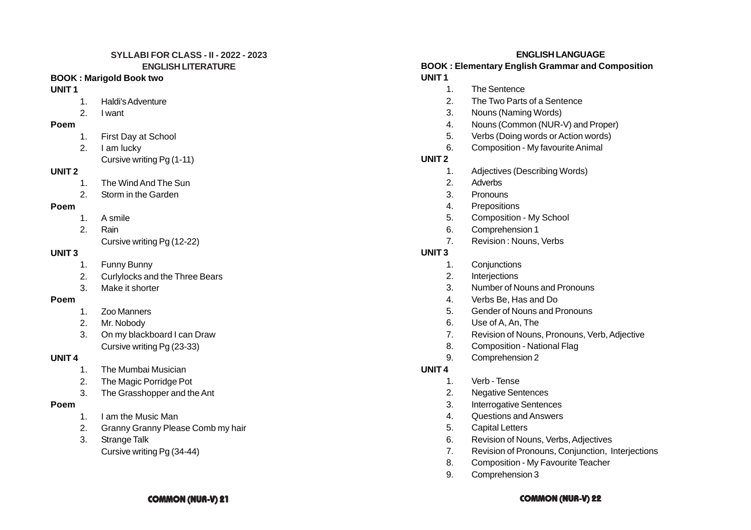## SYLLABI FOR CLASS - II - 2022 - 2023

### ENGLISH LITERATURE

**BOOK : Marigold Book two**

**UNIT 1**

1. Haldi's Adventure
2. I want

**Poem**

1. First Day at School
2. I am lucky

   Cursive writing Pg (1-11)

**UNIT 2**

1. The Wind And The Sun
2. Storm in the Garden

**Poem**

1. A smile
2. Rain

   Cursive writing Pg (12-22)

**UNIT 3**

1. Funny Bunny
2. Curlylocks and the Three Bears
3. Make it shorter

**Poem**

1. Zoo Manners
2. Mr. Nobody
3. On my blackboard I can Draw

   Cursive writing Pg (23-33)

**UNIT 4**

1. The Mumbai Musician
2. The Magic Porridge Pot
3. The Grasshopper and the Ant

**Poem**

1. I am the Music Man
2. Granny Granny Please Comb my hair
3. Strange Talk

   Cursive writing Pg (34-44)

### ENGLISH LANGUAGE

**BOOK : Elementary English Grammar and Composition**

**UNIT 1**

1. The Sentence
2. The Two Parts of a Sentence
3. Nouns (Naming Words)
4. Nouns (Common (NUR-V) and Proper)
5. Verbs (Doing words or Action words)
6. Composition - My favourite Animal

**UNIT 2**

1. Adjectives (Describing Words)
2. Adverbs
3. Pronouns
4. Prepositions
5. Composition - My School
6. Comprehension 1
7. Revision : Nouns, Verbs

**UNIT 3**

1. Conjunctions
2. Interjections
3. Number of Nouns and Pronouns
4. Verbs Be, Has and Do
5. Gender of Nouns and Pronouns
6. Use of A, An, The
7. Revision of Nouns, Pronouns, Verb, Adjective
8. Composition - National Flag
9. Comprehension 2

**UNIT 4**

1. Verb - Tense
2. Negative Sentences
3. Interrogative Sentences
4. Questions and Answers
5. Capital Letters
6. Revision of Nouns, Verbs, Adjectives
7. Revision of Pronouns, Conjunction, Interjections
8. Composition - My Favourite Teacher
9. Comprehension 3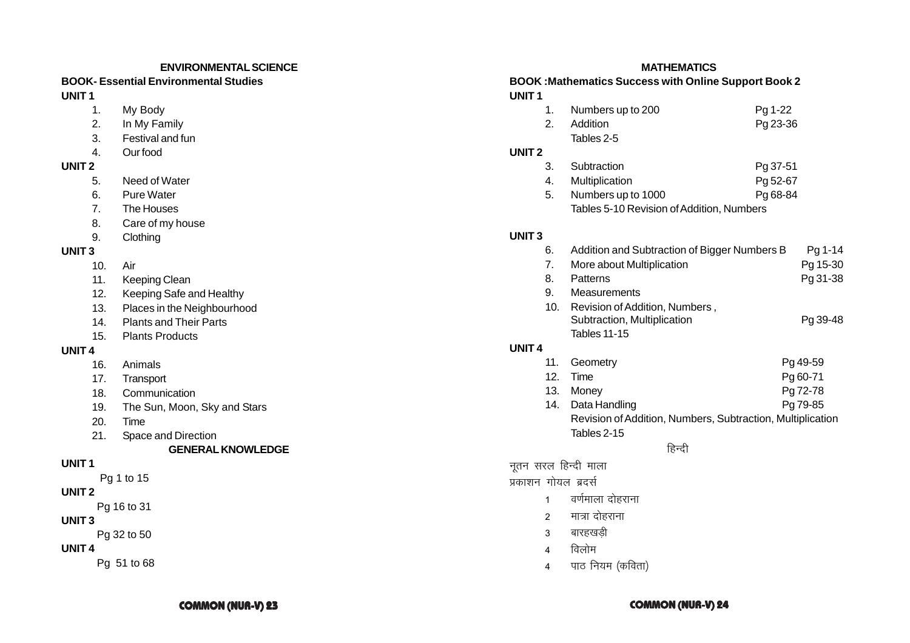## ENVIRONMENTAL SCIENCE

**BOOK- Essential Environmental Studies**

**UNIT 1**

1. My Body
2. In My Family
3. Festival and fun
4. Our food

**UNIT 2**

5. Need of Water
6. Pure Water
7. The Houses
8. Care of my house
9. Clothing

**UNIT 3**

10. Air
11. Keeping Clean
12. Keeping Safe and Healthy
13. Places in the Neighbourhood
14. Plants and Their Parts
15. Plants Products

**UNIT 4**

16. Animals
17. Transport
18. Communication
19. The Sun, Moon, Sky and Stars
20. Time
21. Space and Direction

## GENERAL KNOWLEDGE

**UNIT 1**

Pg 1 to 15

**UNIT 2**

Pg 16 to 31

**UNIT 3**

Pg 32 to 50

**UNIT 4**

Pg 51 to 68

## MATHEMATICS

**BOOK :Mathematics Success with Online Support Book 2**

**UNIT 1**

1. Numbers up to 200 — Pg 1-22
2. Addition — Pg 23-36

Tables 2-5

**UNIT 2**

3. Subtraction — Pg 37-51
4. Multiplication — Pg 52-67
5. Numbers up to 1000 — Pg 68-84

Tables 5-10 Revision of Addition, Numbers

**UNIT 3**

6. Addition and Subtraction of Bigger Numbers B — Pg 1-14
7. More about Multiplication — Pg 15-30
8. Patterns — Pg 31-38
9. Measurements
10. Revision of Addition, Numbers , Subtraction, Multiplication — Pg 39-48

Tables 11-15

**UNIT 4**

11. Geometry — Pg 49-59
12. Time — Pg 60-71
13. Money — Pg 72-78
14. Data Handling — Pg 79-85

Revision of Addition, Numbers, Subtraction, Multiplication

Tables 2-15

## हिन्दी

नूतन सरल हिन्दी माला

प्रकाशन गोयल ब्रदर्स

1 वर्णमाला दोहराना

2 मात्रा दोहराना

3 बारहखड़ी

4 विलोम

4 पाठ नियम (कविता)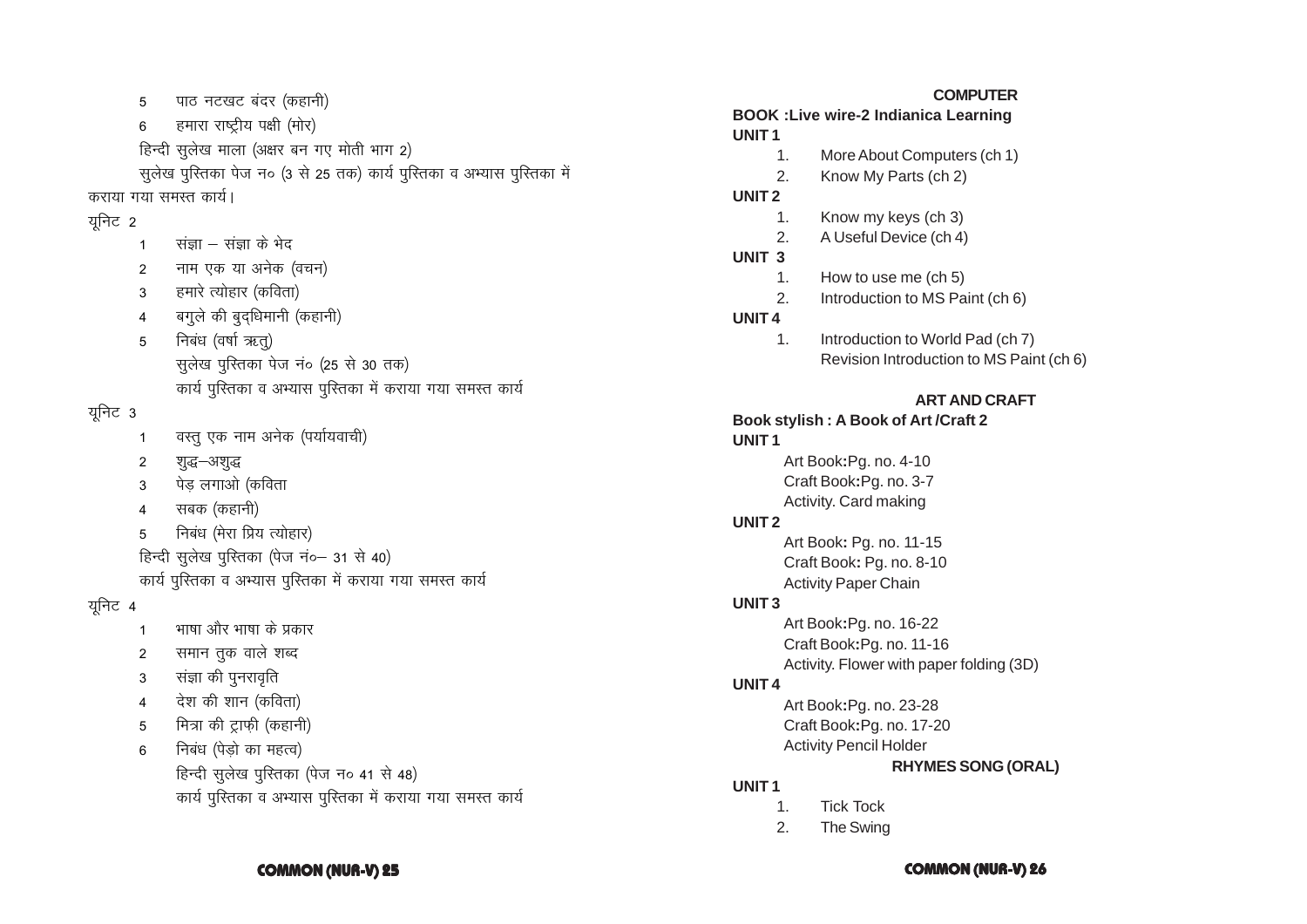5 पाठ नटखट बंदर (कहानी)

6 हमारा राष्ट्रीय पक्षी (मोर)

हिन्दी सुलेख माला (अक्षर बन गए मोती भाग 2)

सुलेख पुस्तिका पेज न० (3 से 25 तक) कार्य पुस्तिका व अभ्यास पुस्तिका में कराया गया समस्त कार्य।

यूनिट 2

1 संज्ञा – संज्ञा के भेद

2 नाम एक या अनेक (वचन)

3 हमारे त्योहार (कविता)

4 बगुले की बुद्धिमानी (कहानी)

5 निबंध (वर्षा ऋतु)

सुलेख पुस्तिका पेज नं० (25 से 30 तक)

कार्य पुस्तिका व अभ्यास पुस्तिका में कराया गया समस्त कार्य

यूनिट 3

1 वस्तु एक नाम अनेक (पर्यायवाची)

2 शुद्ध–अशुद्ध

3 पेड़ लगाओ (कविता

4 सबक (कहानी)

5 निबंध (मेरा प्रिय त्योहार)

हिन्दी सुलेख पुस्तिका (पेज नं०– 31 से 40)

कार्य पुस्तिका व अभ्यास पुस्तिका में कराया गया समस्त कार्य

यूनिट 4

1 भाषा और भाषा के प्रकार

2 समान तुक वाले शब्द

3 संज्ञा की पुनरावृति

4 देश की शान (कविता)

5 मित्रा की ट्राफ़ी (कहानी)

6 निबंध (पेड़ो का महत्व)

हिन्दी सुलेख पुस्तिका (पेज न० 41 से 48)

कार्य पुस्तिका व अभ्यास पुस्तिका में कराया गया समस्त कार्य

## COMPUTER

**BOOK :Live wire-2 Indianica Learning**

**UNIT 1**

1. More About Computers (ch 1)
2. Know My Parts (ch 2)

**UNIT 2**

1. Know my keys (ch 3)
2. A Useful Device (ch 4)

**UNIT 3**

1. How to use me (ch 5)
2. Introduction to MS Paint (ch 6)

**UNIT 4**

1. Introduction to World Pad (ch 7)
   Revision Introduction to MS Paint (ch 6)

## ART AND CRAFT

**Book stylish : A Book of Art /Craft 2**

**UNIT 1**

Art Book**:**Pg. no. 4-10

Craft Book**:**Pg. no. 3-7

Activity. Card making

**UNIT 2**

Art Book**:** Pg. no. 11-15

Craft Book**:** Pg. no. 8-10

Activity Paper Chain

**UNIT 3**

Art Book**:**Pg. no. 16-22

Craft Book**:**Pg. no. 11-16

Activity. Flower with paper folding (3D)

**UNIT 4**

Art Book**:**Pg. no. 23-28

Craft Book**:**Pg. no. 17-20

Activity Pencil Holder

## RHYMES SONG (ORAL)

**UNIT 1**

1. Tick Tock
2. The Swing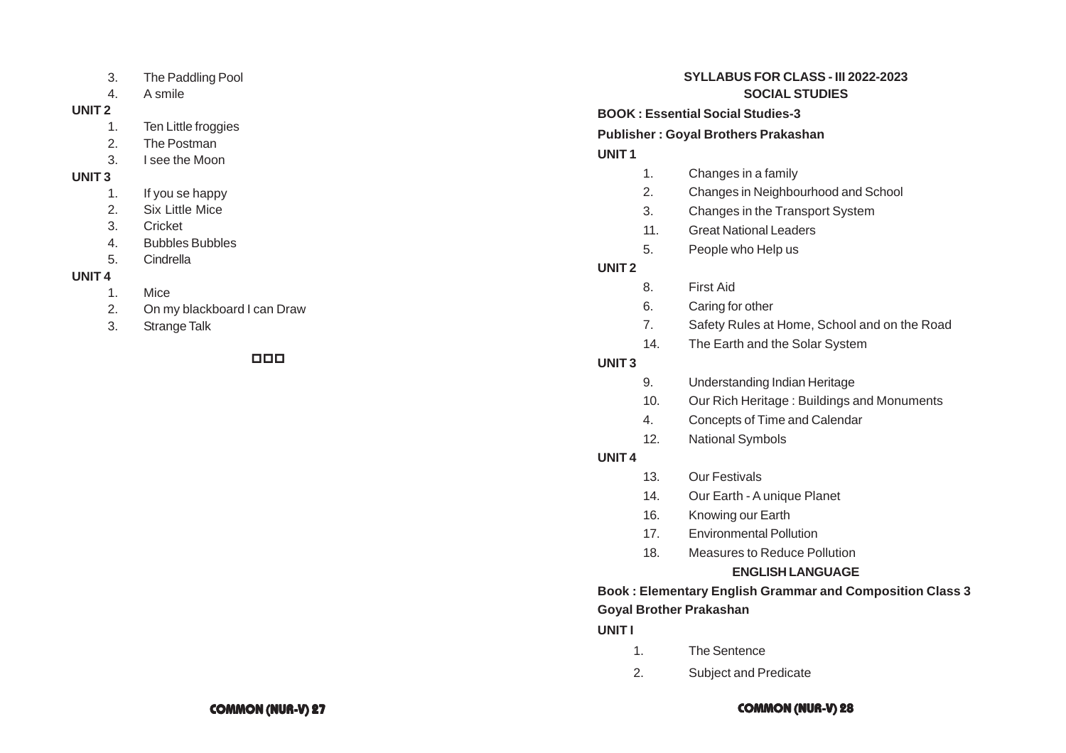3. The Paddling Pool
4. A smile

**UNIT 2**

1. Ten Little froggies
2. The Postman
3. I see the Moon

**UNIT 3**

1. If you se happy
2. Six Little Mice
3. Cricket
4. Bubbles Bubbles
5. Cindrella

**UNIT 4**

1. Mice
2. On my blackboard I can Draw
3. Strange Talk

□□□

## SYLLABUS FOR CLASS - III 2022-2023

## SOCIAL STUDIES

**BOOK : Essential Social Studies-3**

**Publisher : Goyal Brothers Prakashan**

**UNIT 1**

1. Changes in a family
2. Changes in Neighbourhood and School
3. Changes in the Transport System
11. Great National Leaders
5. People who Help us

**UNIT 2**

8. First Aid
6. Caring for other
7. Safety Rules at Home, School and on the Road
14. The Earth and the Solar System

**UNIT 3**

9. Understanding Indian Heritage
10. Our Rich Heritage : Buildings and Monuments
4. Concepts of Time and Calendar
12. National Symbols

**UNIT 4**

13. Our Festivals
14. Our Earth - A unique Planet
16. Knowing our Earth
17. Environmental Pollution
18. Measures to Reduce Pollution

## ENGLISH LANGUAGE

**Book : Elementary English Grammar and Composition Class 3**

**Goyal Brother Prakashan**

**UNIT I**

1. The Sentence
2. Subject and Predicate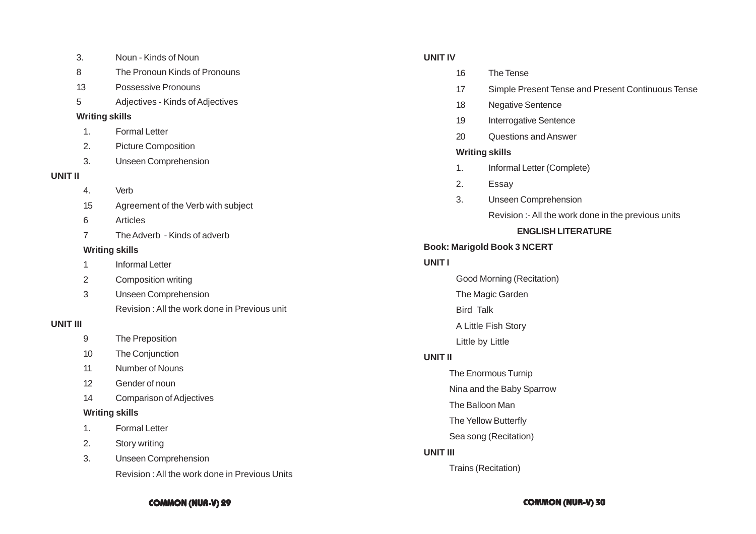3. Noun - Kinds of Noun

8 The Pronoun Kinds of Pronouns

13 Possessive Pronouns

5 Adjectives - Kinds of Adjectives

**Writing skills**

1. Formal Letter
2. Picture Composition
3. Unseen Comprehension

**UNIT II**

4. Verb

15 Agreement of the Verb with subject

6 Articles

7 The Adverb - Kinds of adverb

**Writing skills**

1 Informal Letter

2 Composition writing

3 Unseen Comprehension

Revision : All the work done in Previous unit

**UNIT III**

9 The Preposition

10 The Conjunction

11 Number of Nouns

12 Gender of noun

14 Comparison of Adjectives

**Writing skills**

1. Formal Letter
2. Story writing
3. Unseen Comprehension

Revision : All the work done in Previous Units

**UNIT IV**

16 The Tense

17 Simple Present Tense and Present Continuous Tense

18 Negative Sentence

19 Interrogative Sentence

20 Questions and Answer

**Writing skills**

1. Informal Letter (Complete)
2. Essay
3. Unseen Comprehension

Revision :- All the work done in the previous units

**ENGLISH LITERATURE**

**Book: Marigold Book 3 NCERT**

**UNIT I**

Good Morning (Recitation)

The Magic Garden

Bird Talk

A Little Fish Story

Little by Little

**UNIT II**

The Enormous Turnip

Nina and the Baby Sparrow

The Balloon Man

The Yellow Butterfly

Sea song (Recitation)

**UNIT III**

Trains (Recitation)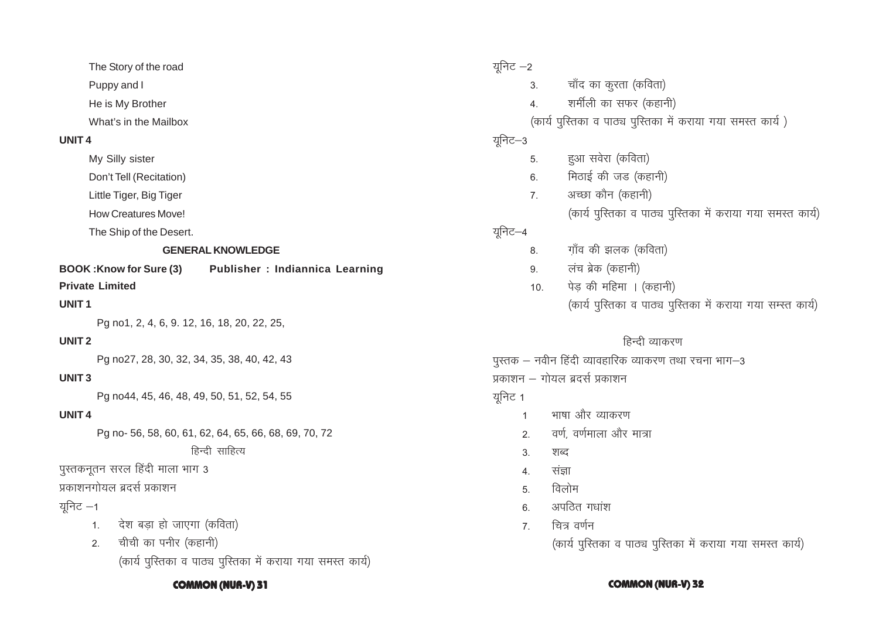The Story of the road

Puppy and I

He is My Brother

What's in the Mailbox

**UNIT 4**

My Silly sister

Don't Tell (Recitation)

Little Tiger, Big Tiger

How Creatures Move!

The Ship of the Desert.

### GENERAL KNOWLEDGE

**BOOK :Know for Sure (3)** **Publisher : Indiannica Learning Private Limited**

**UNIT 1**

Pg no1, 2, 4, 6, 9. 12, 16, 18, 20, 22, 25,

**UNIT 2**

Pg no27, 28, 30, 32, 34, 35, 38, 40, 42, 43

**UNIT 3**

Pg no44, 45, 46, 48, 49, 50, 51, 52, 54, 55

**UNIT 4**

Pg no- 56, 58, 60, 61, 62, 64, 65, 66, 68, 69, 70, 72

### हिन्दी साहित्य

पुस्तकनूतन सरल हिंदी माला भाग 3

प्रकाशनगोयल ब्रदर्स प्रकाशन

यूनिट –1

1. देश बड़ा हो जाएगा (कविता)
2. चीची का पनीर (कहानी)

(कार्य पुस्तिका व पाठ्य पुस्तिका में कराया गया समस्त कार्य)

यूनिट –2

3. चाँद का कुरता (कविता)
4. शर्मीली का सफर (कहानी)

(कार्य पुस्तिका व पाठ्य पुस्तिका में कराया गया समस्त कार्य )

यूनिट–3

5. हुआ सवेरा (कविता)
6. मिठाई की जड (कहानी)
7. अच्छा कौन (कहानी)

(कार्य पुस्तिका व पाठ्य पुस्तिका में कराया गया समस्त कार्य)

यूनिट–4

8. ग़ाँव की झलक (कविता)
9. लंच ब्रेक (कहानी)
10. पेड़ की महिमा । (कहानी)

(कार्य पुस्तिका व पाठ्य पुस्तिका में कराया गया सम्स्त कार्य)

### हिन्दी व्याकरण

पुस्तक – नवीन हिंदी व्यावहारिक व्याकरण तथा रचना भाग–3

प्रकाशन – गोयल ब्रदर्स प्रकाशन

यूनिट 1

1. भाषा और व्याकरण
2. वर्ण, वर्णमाला और मात्रा
3. शब्द
4. संज्ञा
5. विलोम
6. अपठित गधांश
7. चित्र वर्णन

(कार्य पुस्तिका व पाठ्य पुस्तिका में कराया गया समस्त कार्य)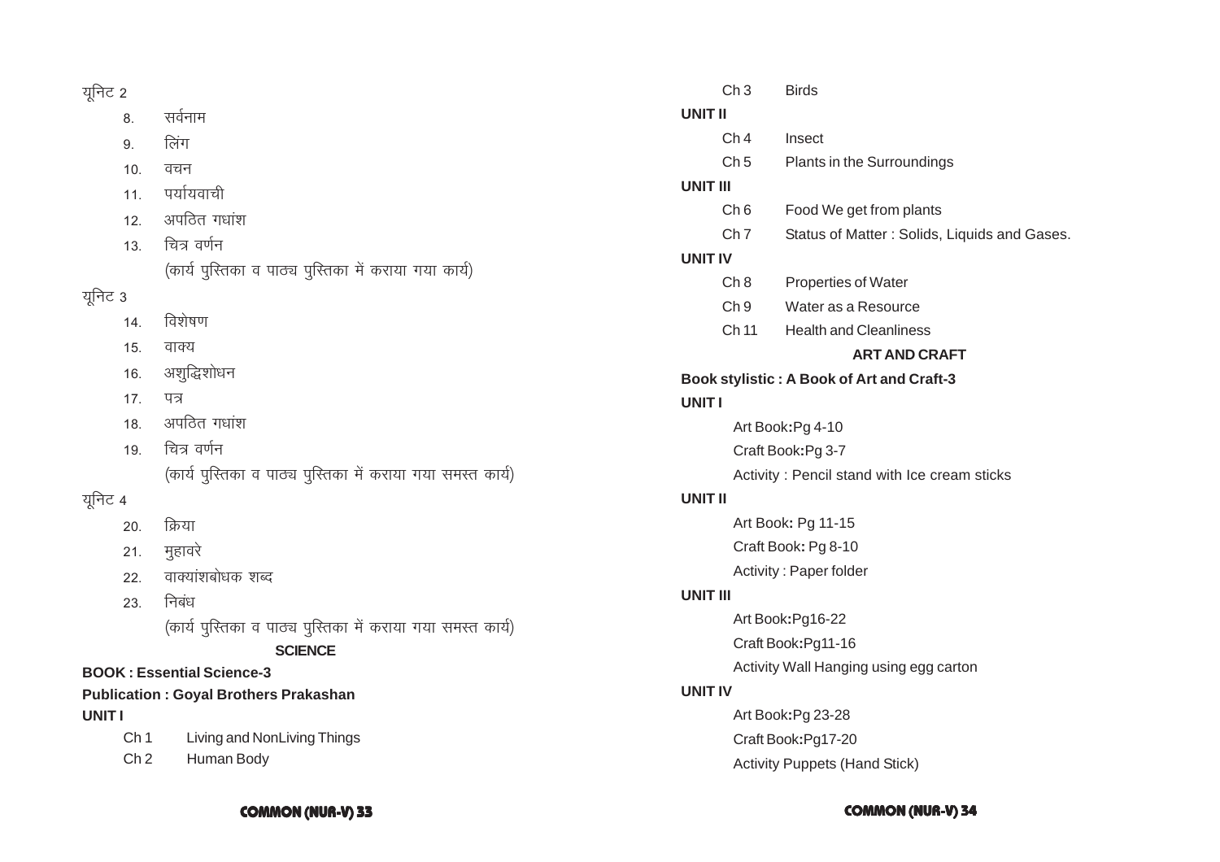यूनिट 2

8. सर्वनाम
9. लिंग
10. वचन
11. पर्यायवाची
12. अपठित गधांश
13. चित्र वर्णन

(कार्य पुस्तिका व पाठ्य पुस्तिका में कराया गया कार्य)

यूनिट 3

14. विशेषण
15. वाक्य
16. अशुद्धिशोधन
17. पत्र
18. अपठित गधांश
19. चित्र वर्णन

(कार्य पुस्तिका व पाठ्य पुस्तिका में कराया गया समस्त कार्य)

यूनिट 4

20. क्रिया
21. मुहावरे
22. वाक्यांशबोधक शब्द
23. निबंध

(कार्य पुस्तिका व पाठ्य पुस्तिका में कराया गया समस्त कार्य)

## SCIENCE

**BOOK : Essential Science-3**

**Publication : Goyal Brothers Prakashan**

**UNIT I**

Ch 1 Living and NonLiving Things

Ch 2 Human Body

Ch 3 Birds

**UNIT II**

Ch 4 Insect

Ch 5 Plants in the Surroundings

**UNIT III**

Ch 6 Food We get from plants

Ch 7 Status of Matter : Solids, Liquids and Gases.

**UNIT IV**

Ch 8 Properties of Water

Ch 9 Water as a Resource

Ch 11 Health and Cleanliness

## ART AND CRAFT

**Book stylistic : A Book of Art and Craft-3**

**UNIT I**

Art Book**:**Pg 4-10

Craft Book**:**Pg 3-7

Activity : Pencil stand with Ice cream sticks

**UNIT II**

Art Book**:** Pg 11-15

Craft Book**:** Pg 8-10

Activity : Paper folder

**UNIT III**

Art Book**:**Pg16-22

Craft Book**:**Pg11-16

Activity Wall Hanging using egg carton

**UNIT IV**

Art Book**:**Pg 23-28

Craft Book**:**Pg17-20

Activity Puppets (Hand Stick)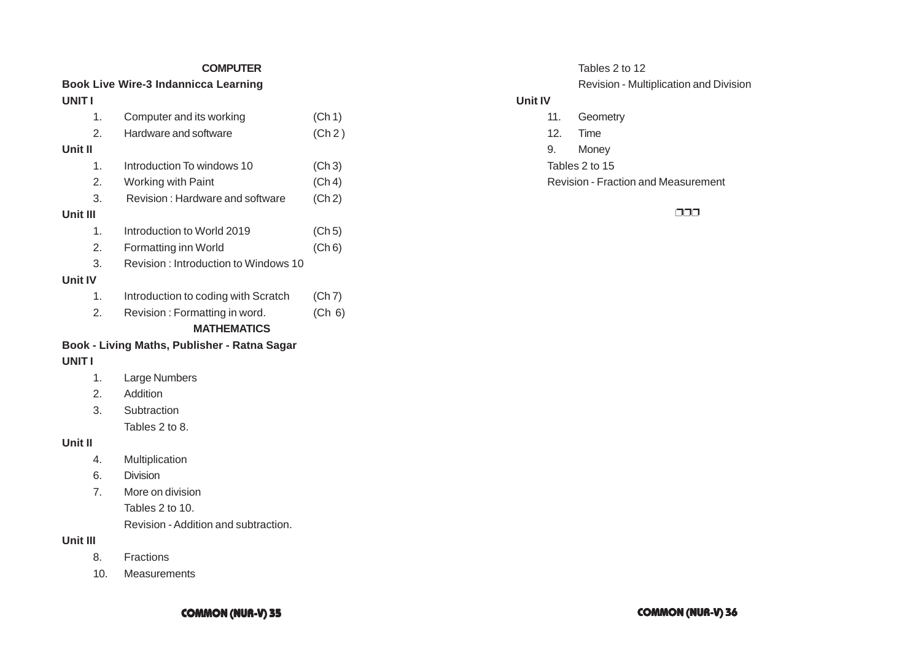## COMPUTER

**Book Live Wire-3 Indannicca Learning**

**UNIT I**

1. Computer and its working (Ch 1)
2. Hardware and software (Ch 2 )

**Unit II**

1. Introduction To windows 10 (Ch 3)
2. Working with Paint (Ch 4)
3. Revision : Hardware and software (Ch 2)

**Unit III**

1. Introduction to World 2019 (Ch 5)
2. Formatting inn World (Ch 6)
3. Revision : Introduction to Windows 10

**Unit IV**

1. Introduction to coding with Scratch (Ch 7)
2. Revision : Formatting in word. (Ch 6)

## MATHEMATICS

**Book - Living Maths, Publisher - Ratna Sagar**

**UNIT I**

1. Large Numbers
2. Addition
3. Subtraction

   Tables 2 to 8.

**Unit II**

4. Multiplication
6. Division
7. More on division

   Tables 2 to 10.

   Revision - Addition and subtraction.

**Unit III**

8. Fractions
10. Measurements

   Tables 2 to 12

   Revision - Multiplication and Division

**Unit IV**

11. Geometry
12. Time
9. Money

Tables 2 to 15

Revision - Fraction and Measurement

❐❐❐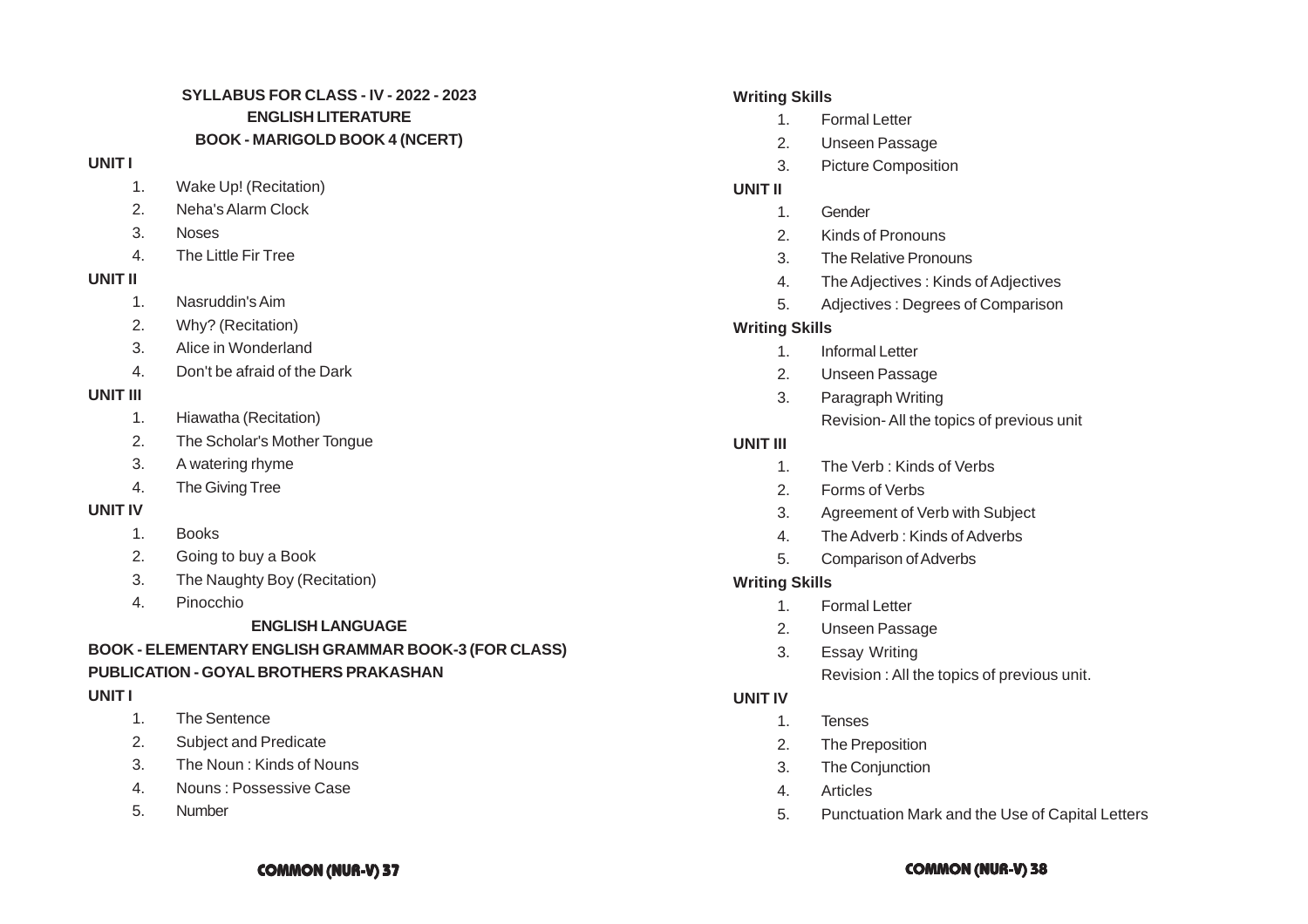## SYLLABUS FOR CLASS - IV - 2022 - 2023

## ENGLISH LITERATURE

## BOOK - MARIGOLD BOOK 4 (NCERT)

**UNIT I**

1. Wake Up! (Recitation)
2. Neha's Alarm Clock
3. Noses
4. The Little Fir Tree

**UNIT II**

1. Nasruddin's Aim
2. Why? (Recitation)
3. Alice in Wonderland
4. Don't be afraid of the Dark

**UNIT III**

1. Hiawatha (Recitation)
2. The Scholar's Mother Tongue
3. A watering rhyme
4. The Giving Tree

**UNIT IV**

1. Books
2. Going to buy a Book
3. The Naughty Boy (Recitation)
4. Pinocchio

## ENGLISH LANGUAGE

**BOOK - ELEMENTARY ENGLISH GRAMMAR BOOK-3 (FOR CLASS)**

**PUBLICATION - GOYAL BROTHERS PRAKASHAN**

**UNIT I**

1. The Sentence
2. Subject and Predicate
3. The Noun : Kinds of Nouns
4. Nouns : Possessive Case
5. Number

**Writing Skills**

1. Formal Letter
2. Unseen Passage
3. Picture Composition

**UNIT II**

1. Gender
2. Kinds of Pronouns
3. The Relative Pronouns
4. The Adjectives : Kinds of Adjectives
5. Adjectives : Degrees of Comparison

**Writing Skills**

1. Informal Letter
2. Unseen Passage
3. Paragraph Writing

   Revision- All the topics of previous unit

**UNIT III**

1. The Verb : Kinds of Verbs
2. Forms of Verbs
3. Agreement of Verb with Subject
4. The Adverb : Kinds of Adverbs
5. Comparison of Adverbs

**Writing Skills**

1. Formal Letter
2. Unseen Passage
3. Essay Writing

   Revision : All the topics of previous unit.

**UNIT IV**

1. Tenses
2. The Preposition
3. The Conjunction
4. Articles
5. Punctuation Mark and the Use of Capital Letters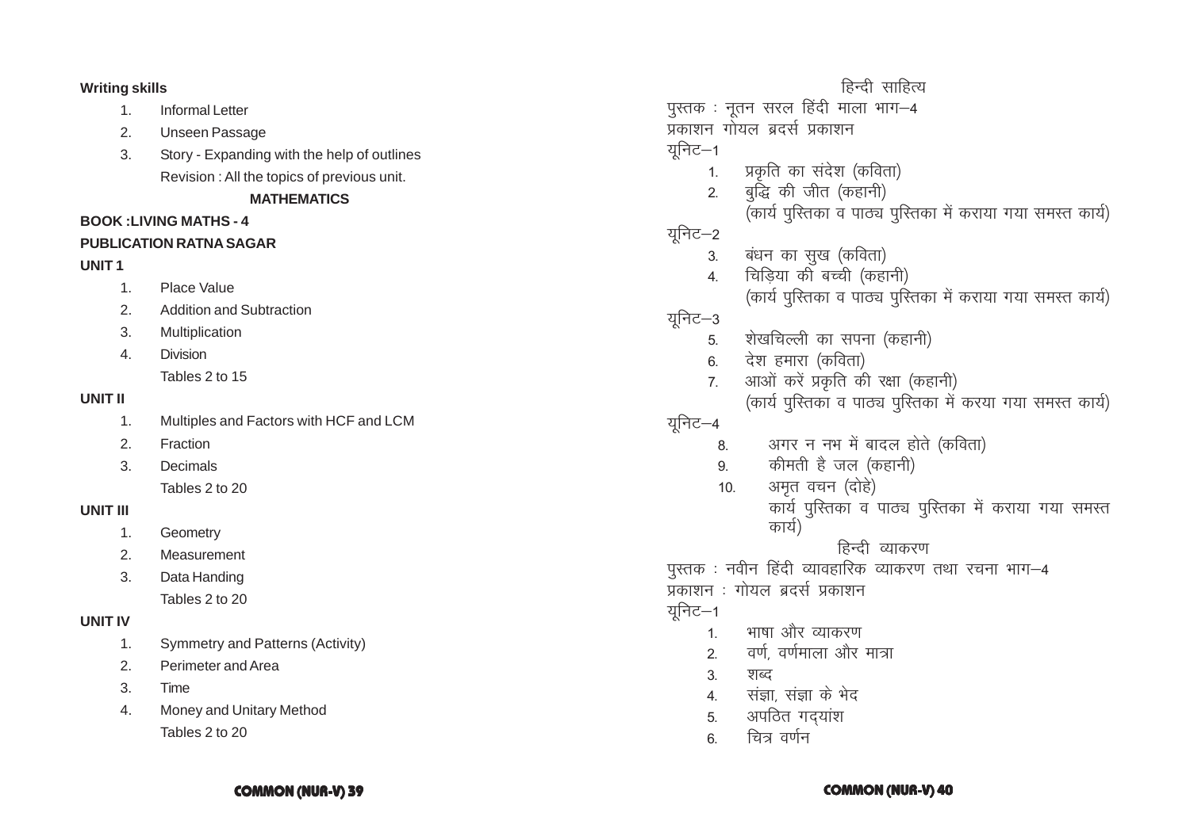**Writing skills**

1. Informal Letter
2. Unseen Passage
3. Story - Expanding with the help of outlines

   Revision : All the topics of previous unit.

## MATHEMATICS

**BOOK :LIVING MATHS - 4**

**PUBLICATION RATNA SAGAR**

**UNIT 1**

1. Place Value
2. Addition and Subtraction
3. Multiplication
4. Division

   Tables 2 to 15

**UNIT II**

1. Multiples and Factors with HCF and LCM
2. Fraction
3. Decimals

   Tables 2 to 20

**UNIT III**

1. Geometry
2. Measurement
3. Data Handing

   Tables 2 to 20

**UNIT IV**

1. Symmetry and Patterns (Activity)
2. Perimeter and Area
3. Time
4. Money and Unitary Method

   Tables 2 to 20

## हिन्दी साहित्य

पुस्तक : नूतन सरल हिंदी माला भाग–4

प्रकाशन गोयल ब्रदर्स प्रकाशन

यूनिट–1

1. प्रकृति का संदेश (कविता)
2. बुद्धि की जीत (कहानी)

   (कार्य पुस्तिका व पाठ्य पुस्तिका में कराया गया समस्त कार्य)

यूनिट–2

3. बंधन का सुख (कविता)
4. चिड़िया की बच्ची (कहानी)

   (कार्य पुस्तिका व पाठ्य पुस्तिका में कराया गया समस्त कार्य)

यूनिट–3

5. शेखचिल्ली का सपना (कहानी)
6. देश हमारा (कविता)
7. आओं करें प्रकृति की रक्षा (कहानी)

   (कार्य पुस्तिका व पाठ्य पुस्तिका में करया गया समस्त कार्य)

यूनिट–4

8. अगर न नभ में बादल होते (कविता)
9. कीमती है जल (कहानी)
10. अमृत वचन (दोहे)

    कार्य पुस्तिका व पाठ्य पुस्तिका में कराया गया समस्त कार्य)

## हिन्दी व्याकरण

पुस्तक : नवीन हिंदी व्यावहारिक व्याकरण तथा रचना भाग–4

प्रकाशन : गोयल ब्रदर्स प्रकाशन

यूनिट–1

1. भाषा और व्याकरण
2. वर्ण, वर्णमाला और मात्रा
3. शब्द
4. संज्ञा, संज्ञा के भेद
5. अपठित गद्यांश
6. चित्र वर्णन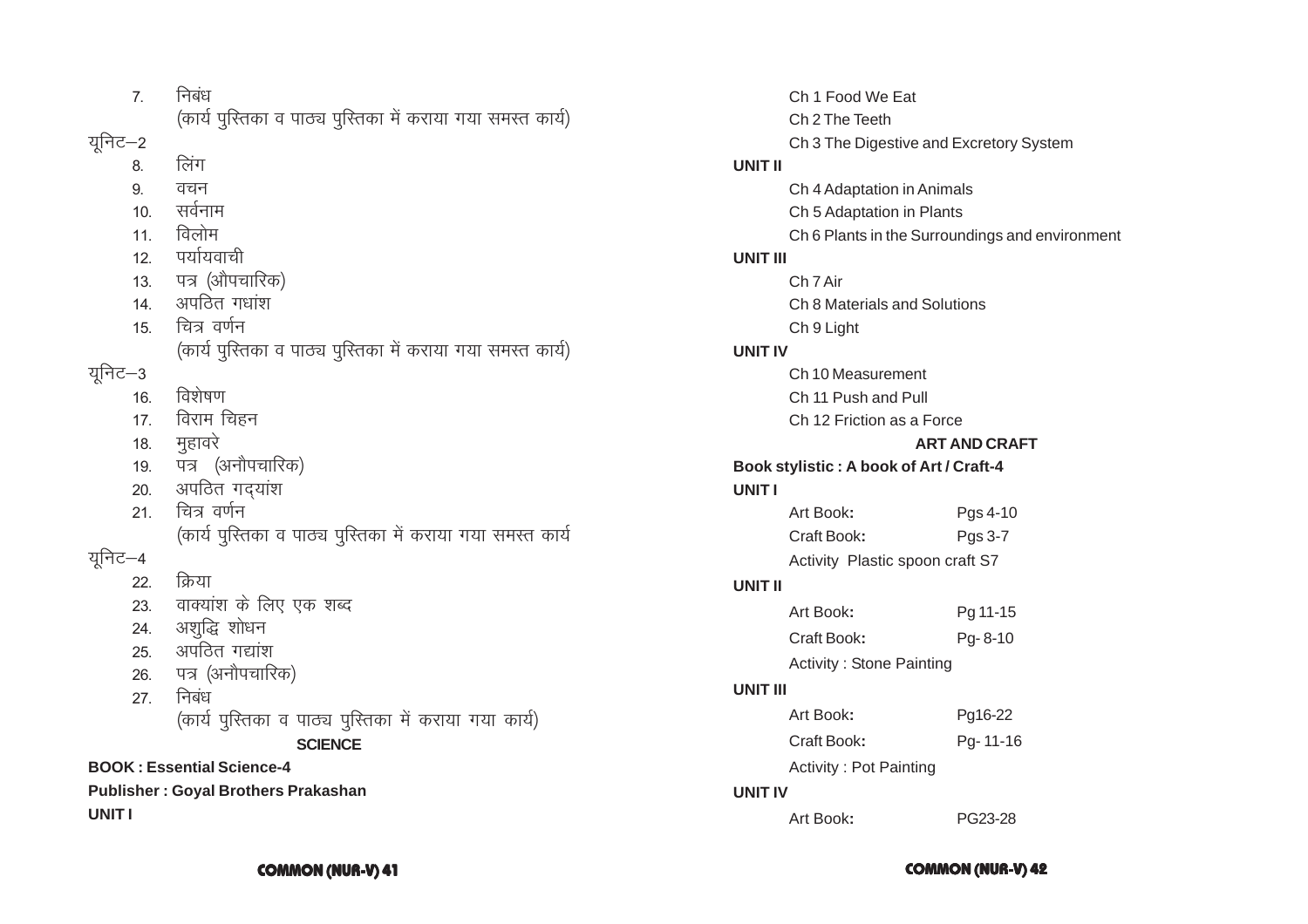7. निबंध
   (कार्य पुस्तिका व पाठ्य पुस्तिका में कराया गया समस्त कार्य)

यूनिट–2

8. लिंग
9. वचन
10. सर्वनाम
11. विलोम
12. पर्यायवाची
13. पत्र (औपचारिक)
14. अपठित गधांश
15. चित्र वर्णन
   (कार्य पुस्तिका व पाठ्य पुस्तिका में कराया गया समस्त कार्य)

यूनिट–3

16. विशेषण
17. विराम चिहन
18. मुहावरे
19. पत्र (अनौपचारिक)
20. अपठित गद्यांश
21. चित्र वर्णन
   (कार्य पुस्तिका व पाठ्य पुस्तिका में कराया गया समस्त कार्य

यूनिट–4

22. क्रिया
23. वाक्यांश के लिए एक शब्द
24. अशुद्धि शोधन
25. अपठित गद्यांश
26. पत्र (अनौपचारिक)
27. निबंध
   (कार्य पुस्तिका व पाठ्य पुस्तिका में कराया गया कार्य)

## SCIENCE

**BOOK : Essential Science-4**

**Publisher : Goyal Brothers Prakashan**

**UNIT I**

- Ch 1 Food We Eat
- Ch 2 The Teeth
- Ch 3 The Digestive and Excretory System

**UNIT II**

- Ch 4 Adaptation in Animals
- Ch 5 Adaptation in Plants
- Ch 6 Plants in the Surroundings and environment

**UNIT III**

- Ch 7 Air
- Ch 8 Materials and Solutions
- Ch 9 Light

**UNIT IV**

- Ch 10 Measurement
- Ch 11 Push and Pull
- Ch 12 Friction as a Force

## ART AND CRAFT

**Book stylistic : A book of Art / Craft-4**

**UNIT I**

| | |
|---|---|
| Art Book: | Pgs 4-10 |
| Craft Book: | Pgs 3-7 |

Activity Plastic spoon craft S7

**UNIT II**

| | |
|---|---|
| Art Book: | Pg 11-15 |
| Craft Book: | Pg- 8-10 |

Activity : Stone Painting

**UNIT III**

| | |
|---|---|
| Art Book: | Pg16-22 |
| Craft Book: | Pg- 11-16 |

Activity : Pot Painting

**UNIT IV**

| | |
|---|---|
| Art Book: | PG23-28 |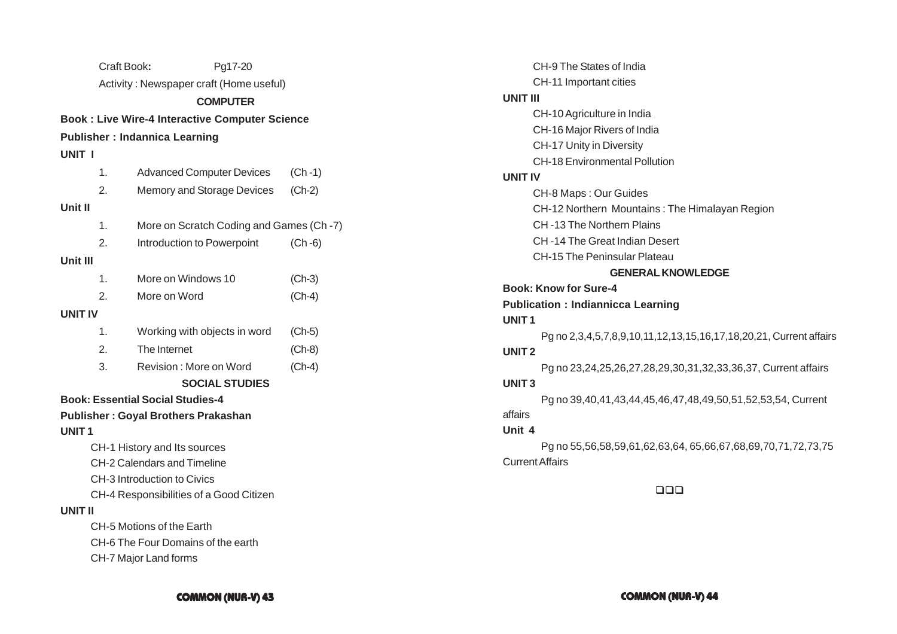Craft Book: Pg17-20

Activity : Newspaper craft (Home useful)

### COMPUTER

**Book : Live Wire-4 Interactive Computer Science**

**Publisher : Indannica Learning**

**UNIT I**

1. Advanced Computer Devices (Ch -1)
2. Memory and Storage Devices (Ch-2)

**Unit II**

1. More on Scratch Coding and Games (Ch -7)
2. Introduction to Powerpoint (Ch -6)

**Unit III**

1. More on Windows 10 (Ch-3)
2. More on Word (Ch-4)

**UNIT IV**

1. Working with objects in word (Ch-5)
2. The Internet (Ch-8)
3. Revision : More on Word (Ch-4)

### SOCIAL STUDIES

**Book: Essential Social Studies-4**

**Publisher : Goyal Brothers Prakashan**

**UNIT 1**

CH-1 History and Its sources

CH-2 Calendars and Timeline

CH-3 Introduction to Civics

CH-4 Responsibilities of a Good Citizen

**UNIT II**

CH-5 Motions of the Earth

CH-6 The Four Domains of the earth

CH-7 Major Land forms

CH-9 The States of India

CH-11 Important cities

**UNIT III**

CH-10 Agriculture in India

CH-16 Major Rivers of India

CH-17 Unity in Diversity

CH-18 Environmental Pollution

**UNIT IV**

CH-8 Maps : Our Guides

CH-12 Northern Mountains : The Himalayan Region

CH -13 The Northern Plains

CH -14 The Great Indian Desert

CH-15 The Peninsular Plateau

### GENERAL KNOWLEDGE

**Book: Know for Sure-4**

**Publication : Indiannicca Learning**

**UNIT 1**

Pg no 2,3,4,5,7,8,9,10,11,12,13,15,16,17,18,20,21, Current affairs

**UNIT 2**

Pg no 23,24,25,26,27,28,29,30,31,32,33,36,37, Current affairs

**UNIT 3**

Pg no 39,40,41,43,44,45,46,47,48,49,50,51,52,53,54, Current affairs

**Unit 4**

Pg no 55,56,58,59,61,62,63,64, 65,66,67,68,69,70,71,72,73,75 Current Affairs

❑❑❑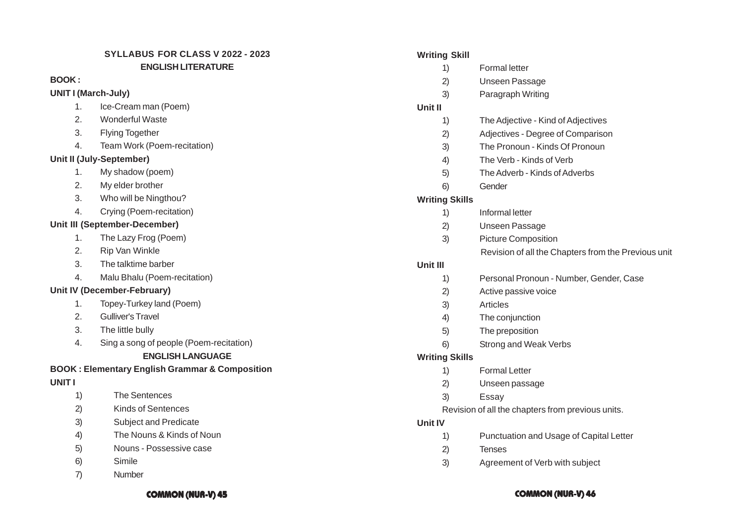## SYLLABUS FOR CLASS V 2022 - 2023

### ENGLISH LITERATURE

**BOOK :**

**UNIT I (March-July)**

1. Ice-Cream man (Poem)
2. Wonderful Waste
3. Flying Together
4. Team Work (Poem-recitation)

**Unit II (July-September)**

1. My shadow (poem)
2. My elder brother
3. Who will be Ningthou?
4. Crying (Poem-recitation)

**Unit III (September-December)**

1. The Lazy Frog (Poem)
2. Rip Van Winkle
3. The talktime barber
4. Malu Bhalu (Poem-recitation)

**Unit IV (December-February)**

1. Topey-Turkey land (Poem)
2. Gulliver's Travel
3. The little bully
4. Sing a song of people (Poem-recitation)

### ENGLISH LANGUAGE

**BOOK : Elementary English Grammar & Composition**

**UNIT I**

1) The Sentences
2) Kinds of Sentences
3) Subject and Predicate
4) The Nouns & Kinds of Noun
5) Nouns - Possessive case
6) Simile
7) Number

**Writing Skill**

1) Formal letter
2) Unseen Passage
3) Paragraph Writing

**Unit II**

1) The Adjective - Kind of Adjectives
2) Adjectives - Degree of Comparison
3) The Pronoun - Kinds Of Pronoun
4) The Verb - Kinds of Verb
5) The Adverb - Kinds of Adverbs
6) Gender

**Writing Skills**

1) Informal letter
2) Unseen Passage
3) Picture Composition

Revision of all the Chapters from the Previous unit

**Unit III**

1) Personal Pronoun - Number, Gender, Case
2) Active passive voice
3) Articles
4) The conjunction
5) The preposition
6) Strong and Weak Verbs

**Writing Skills**

1) Formal Letter
2) Unseen passage
3) Essay

Revision of all the chapters from previous units.

**Unit IV**

1) Punctuation and Usage of Capital Letter
2) Tenses
3) Agreement of Verb with subject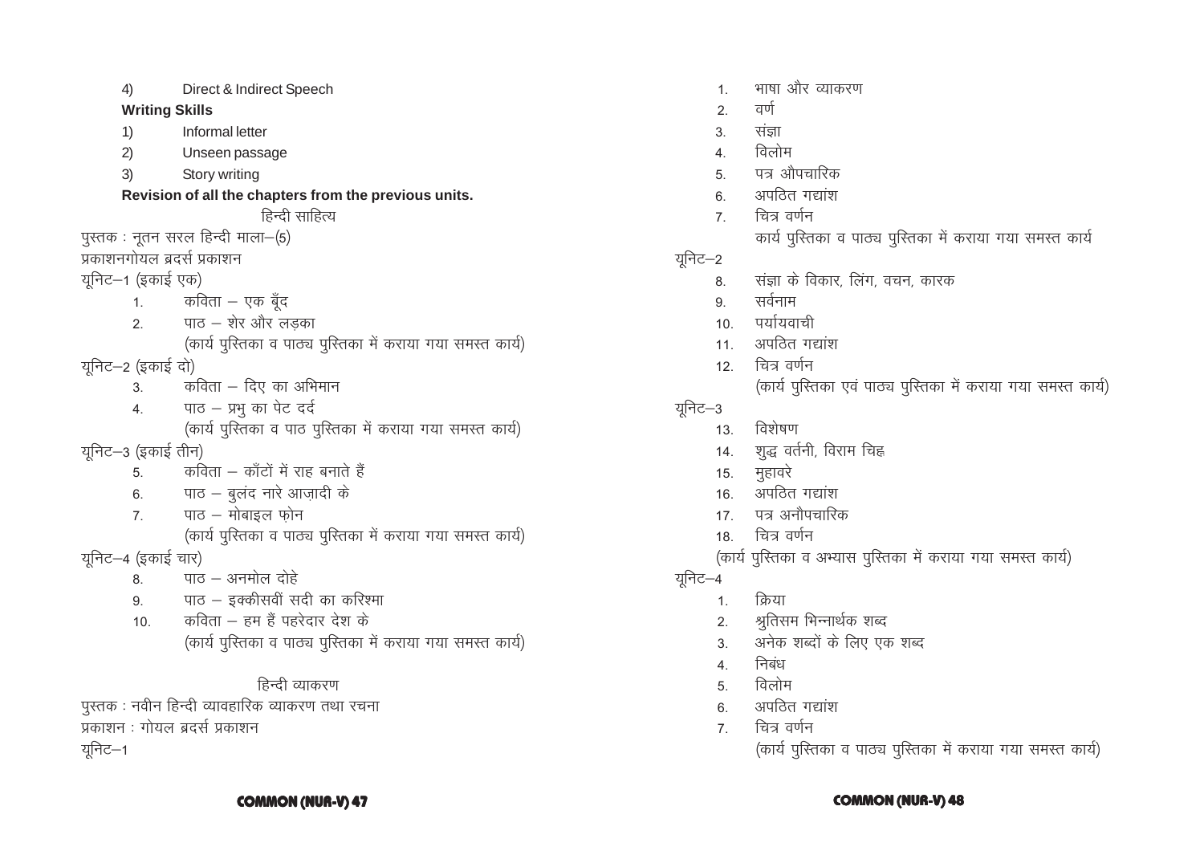4) Direct & Indirect Speech

**Writing Skills**

1) Informal letter
2) Unseen passage
3) Story writing

**Revision of all the chapters from the previous units.**

## हिन्दी साहित्य

पुस्तक : नूतन सरल हिन्दी माला–(5)

प्रकाशनगोयल ब्रदर्स प्रकाशन

यूनिट–1 (इकाई एक)

1. कविता – एक बूँद
2. पाठ – शेर और लड़का

(कार्य पुस्तिका व पाठ्य पुस्तिका में कराया गया समस्त कार्य)

यूनिट–2 (इकाई दो)

3. कविता – दिए का अभिमान
4. पाठ – प्रभु का पेट दर्द

(कार्य पुस्तिका व पाठ पुस्तिका में कराया गया समस्त कार्य)

यूनिट–3 (इकाई तीन)

5. कविता – काँटों में राह बनाते हैं
6. पाठ – बुलंद नारे आज़ादी के
7. पाठ – मोबाइल फ़ोन

(कार्य पुस्तिका व पाठ्य पुस्तिका में कराया गया समस्त कार्य)

यूनिट–4 (इकाई चार)

8. पाठ – अनमोल दोहे
9. पाठ – इक्कीसवीं सदी का करिश्मा
10. कविता – हम हैं पहरेदार देश के

(कार्य पुस्तिका व पाठ्य पुस्तिका में कराया गया समस्त कार्य)

## हिन्दी व्याकरण

पुस्तक : नवीन हिन्दी व्यावहारिक व्याकरण तथा रचना

प्रकाशन : गोयल ब्रदर्स प्रकाशन

यूनिट–1

1. भाषा और व्याकरण
2. वर्ण
3. संज्ञा
4. विलोम
5. पत्र औपचारिक
6. अपठित गद्यांश
7. चित्र वर्णन

कार्य पुस्तिका व पाठ्य पुस्तिका में कराया गया समस्त कार्य

यूनिट–2

8. संज्ञा के विकार, लिंग, वचन, कारक
9. सर्वनाम
10. पर्यायवाची
11. अपठित गद्यांश
12. चित्र वर्णन

(कार्य पुस्तिका एवं पाठ्य पुस्तिका में कराया गया समस्त कार्य)

यूनिट–3

13. विशेषण
14. शुद्ध वर्तनी, विराम चिह्न
15. मुहावरे
16. अपठित गद्यांश
17. पत्र अनौपचारिक
18. चित्र वर्णन

(कार्य पुस्तिका व अभ्यास पुस्तिका में कराया गया समस्त कार्य)

यूनिट–4

1. क्रिया
2. श्रुतिसम भिन्नार्थक शब्द
3. अनेक शब्दों के लिए एक शब्द
4. निबंध
5. विलोम
6. अपठित गद्यांश
7. चित्र वर्णन

(कार्य पुस्तिका व पाठ्य पुस्तिका में कराया गया समस्त कार्य)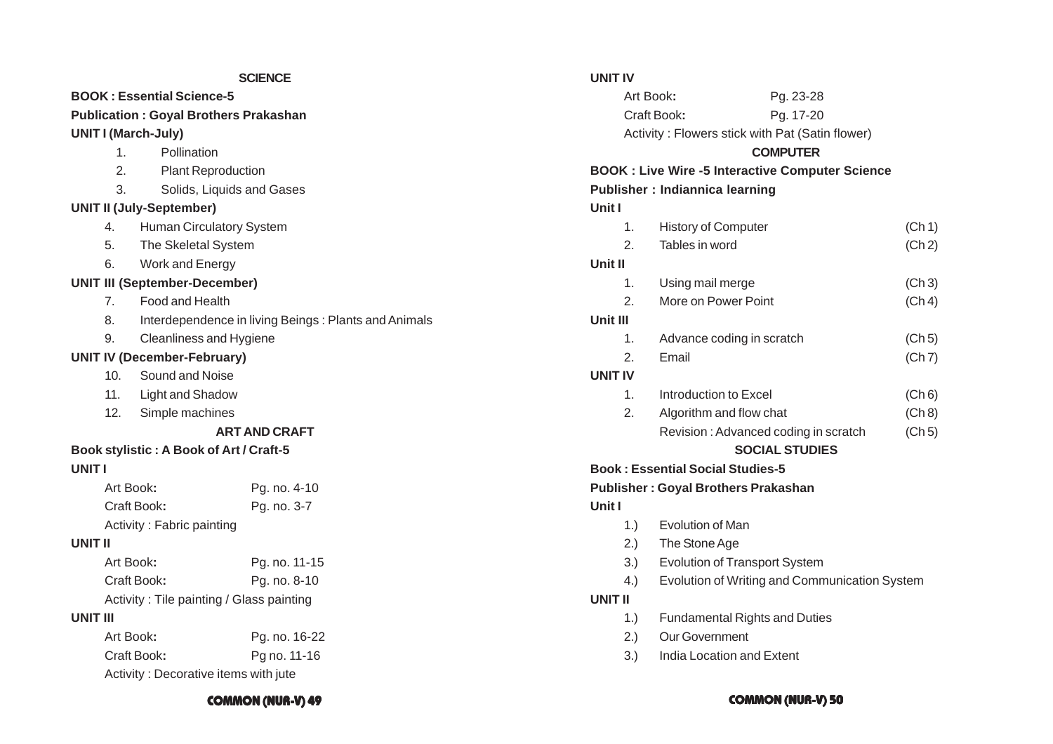## SCIENCE

**BOOK : Essential Science-5**

**Publication : Goyal Brothers Prakashan**

**UNIT I (March-July)**

1. Pollination
2. Plant Reproduction
3. Solids, Liquids and Gases

**UNIT II (July-September)**

4. Human Circulatory System
5. The Skeletal System
6. Work and Energy

**UNIT III (September-December)**

7. Food and Health
8. Interdependence in living Beings : Plants and Animals
9. Cleanliness and Hygiene

**UNIT IV (December-February)**

10. Sound and Noise
11. Light and Shadow
12. Simple machines

## ART AND CRAFT

**Book stylistic : A Book of Art / Craft-5**

**UNIT I**

| | |
|---|---|
| Art Book**:** | Pg. no. 4-10 |
| Craft Book**:** | Pg. no. 3-7 |

Activity : Fabric painting

**UNIT II**

| | |
|---|---|
| Art Book**:** | Pg. no. 11-15 |
| Craft Book**:** | Pg. no. 8-10 |

Activity : Tile painting / Glass painting

**UNIT III**

| | |
|---|---|
| Art Book**:** | Pg. no. 16-22 |
| Craft Book**:** | Pg no. 11-16 |

Activity : Decorative items with jute

**UNIT IV**

| | |
|---|---|
| Art Book**:** | Pg. 23-28 |
| Craft Book**:** | Pg. 17-20 |

Activity : Flowers stick with Pat (Satin flower)

## COMPUTER

**BOOK : Live Wire -5 Interactive Computer Science**

**Publisher : Indiannica learning**

**Unit I**

| | | |
|---|---|---|
| 1. | History of Computer | (Ch 1) |
| 2. | Tables in word | (Ch 2) |

**Unit II**

| | | |
|---|---|---|
| 1. | Using mail merge | (Ch 3) |
| 2. | More on Power Point | (Ch 4) |

**Unit III**

| | | |
|---|---|---|
| 1. | Advance coding in scratch | (Ch 5) |
| 2. | Email | (Ch 7) |

**UNIT IV**

| | | |
|---|---|---|
| 1. | Introduction to Excel | (Ch 6) |
| 2. | Algorithm and flow chat | (Ch 8) |
| | Revision : Advanced coding in scratch | (Ch 5) |

## SOCIAL STUDIES

**Book : Essential Social Studies-5**

**Publisher : Goyal Brothers Prakashan**

**Unit I**

1.) Evolution of Man
2.) The Stone Age
3.) Evolution of Transport System
4.) Evolution of Writing and Communication System

**UNIT II**

1.) Fundamental Rights and Duties
2.) Our Government
3.) India Location and Extent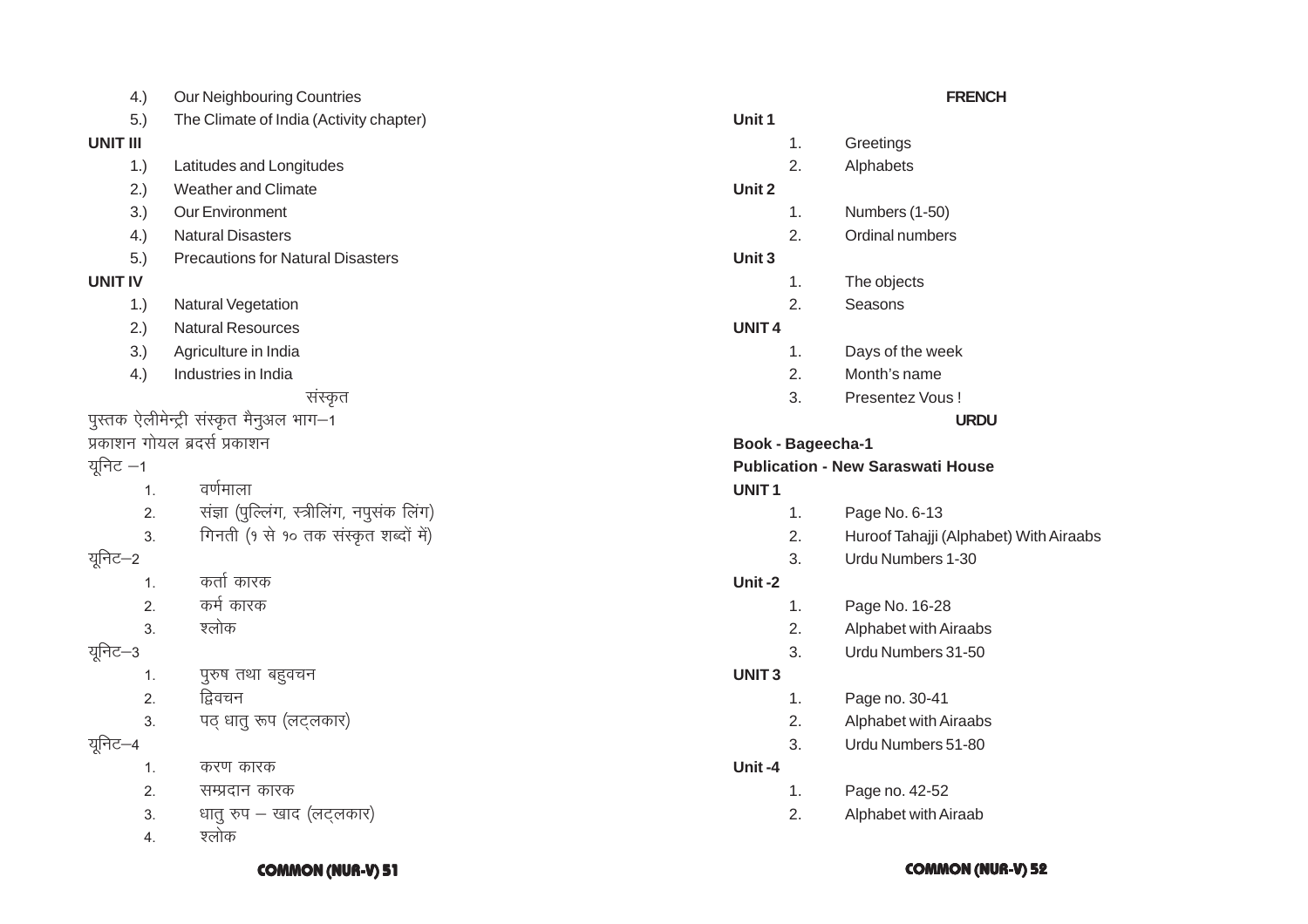4.) Our Neighbouring Countries
5.) The Climate of India (Activity chapter)

**UNIT III**

1.) Latitudes and Longitudes
2.) Weather and Climate
3.) Our Environment
4.) Natural Disasters
5.) Precautions for Natural Disasters

**UNIT IV**

1.) Natural Vegetation
2.) Natural Resources
3.) Agriculture in India
4.) Industries in India

## संस्कृत

पुस्तक ऐलीमेन्ट्री संस्कृत मैनुअल भाग–1

प्रकाशन गोयल ब्रदर्स प्रकाशन

यूनिट –1

1. वर्णमाला
2. संज्ञा (पुल्लिंग, स्त्रीलिंग, नपुसंक लिंग)
3. गिनती (१ से १० तक संस्कृत शब्दों में)

यूनिट–2

1. कर्ता कारक
2. कर्म कारक
3. श्लोक

यूनिट–3

1. पुरुष तथा बहुवचन
2. द्विवचन
3. पठ् धातु रूप (लट्लकार)

यूनिट–4

1. करण कारक
2. सम्प्रदान कारक
3. धातु रुप – खाद (लट्लकार)
4. श्लोक

## FRENCH

**Unit 1**

1. Greetings
2. Alphabets

**Unit 2**

1. Numbers (1-50)
2. Ordinal numbers

**Unit 3**

1. The objects
2. Seasons

**UNIT 4**

1. Days of the week
2. Month's name
3. Presentez Vous !

## URDU

**Book - Bageecha-1**

**Publication - New Saraswati House**

**UNIT 1**

1. Page No. 6-13
2. Huroof Tahajji (Alphabet) With Airaabs
3. Urdu Numbers 1-30

**Unit -2**

1. Page No. 16-28
2. Alphabet with Airaabs
3. Urdu Numbers 31-50

**UNIT 3**

1. Page no. 30-41
2. Alphabet with Airaabs
3. Urdu Numbers 51-80

**Unit -4**

1. Page no. 42-52
2. Alphabet with Airaab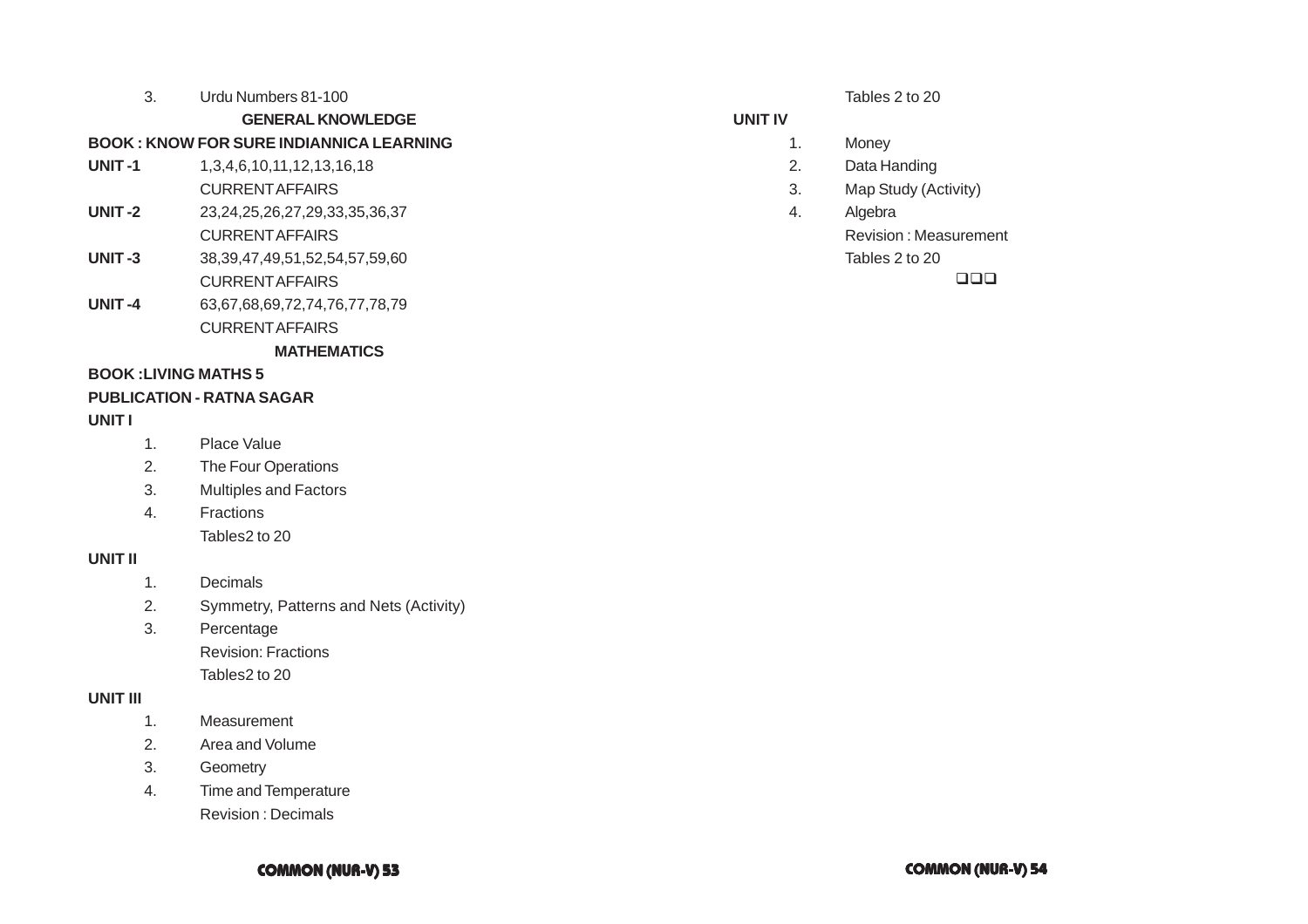3. Urdu Numbers 81-100

**GENERAL KNOWLEDGE**

**BOOK : KNOW FOR SURE INDIANNICA LEARNING**

**UNIT -1** 1,3,4,6,10,11,12,13,16,18
CURRENT AFFAIRS

**UNIT -2** 23,24,25,26,27,29,33,35,36,37
CURRENT AFFAIRS

**UNIT -3** 38,39,47,49,51,52,54,57,59,60
CURRENT AFFAIRS

**UNIT -4** 63,67,68,69,72,74,76,77,78,79
CURRENT AFFAIRS

**MATHEMATICS**

**BOOK :LIVING MATHS 5**

**PUBLICATION - RATNA SAGAR**

**UNIT I**

1. Place Value
2. The Four Operations
3. Multiples and Factors
4. Fractions

Tables2 to 20

**UNIT II**

1. Decimals
2. Symmetry, Patterns and Nets (Activity)
3. Percentage

Revision: Fractions
Tables2 to 20

**UNIT III**

1. Measurement
2. Area and Volume
3. Geometry
4. Time and Temperature

Revision : Decimals
Tables 2 to 20

**UNIT IV**

1. Money
2. Data Handing
3. Map Study (Activity)
4. Algebra

Revision : Measurement
Tables 2 to 20

❑❑❑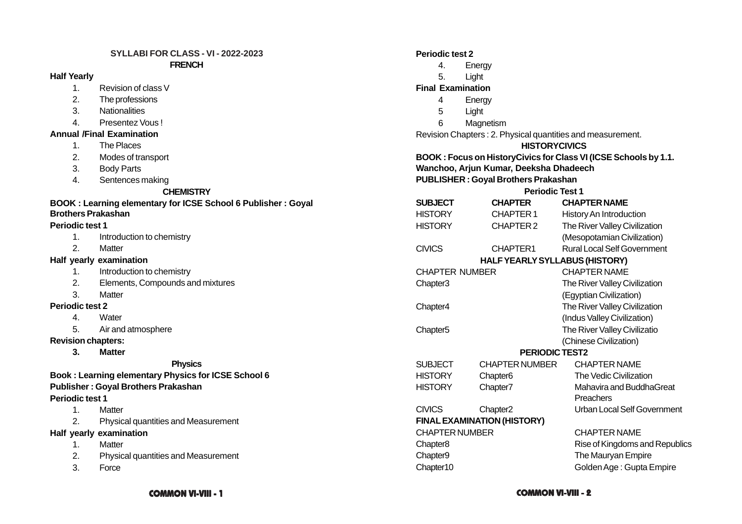## SYLLABI FOR CLASS - VI - 2022-2023

### FRENCH

**Half Yearly**

1. Revision of class V
2. The professions
3. Nationalities
4. Presentez Vous !

**Annual /Final Examination**

1. The Places
2. Modes of transport
3. Body Parts
4. Sentences making

### CHEMISTRY

**BOOK : Learning elementary for ICSE School 6 Publisher : Goyal Brothers Prakashan**

**Periodic test 1**

1. Introduction to chemistry
2. Matter

**Half yearly examination**

1. Introduction to chemistry
2. Elements, Compounds and mixtures
3. Matter

**Periodic test 2**

4. Water
5. Air and atmosphere

**Revision chapters:**

**3. Matter**

### Physics

**Book : Learning elementary Physics for ICSE School 6**

**Publisher : Goyal Brothers Prakashan**

**Periodic test 1**

1. Matter
2. Physical quantities and Measurement

**Half yearly examination**

1. Matter
2. Physical quantities and Measurement
3. Force

**Periodic test 2**

4. Energy
5. Light

**Final Examination**

4 Energy

5 Light

6 Magnetism

Revision Chapters : 2. Physical quantities and measurement.

### HISTORYCIVICS

**BOOK : Focus on HistoryCivics for Class VI (ICSE Schools by 1.1. Wanchoo, Arjun Kumar, Deeksha Dhadeech**

**PUBLISHER : Goyal Brothers Prakashan**

**Periodic Test 1**

| SUBJECT | CHAPTER | CHAPTER NAME |
|---|---|---|
| HISTORY | CHAPTER 1 | History An Introduction |
| HISTORY | CHAPTER 2 | The River Valley Civilization (Mesopotamian Civilization) |
| CIVICS | CHAPTER1 | Rural Local Self Government |

**HALF YEARLY SYLLABUS (HISTORY)**

| CHAPTER NUMBER | CHAPTER NAME |
|---|---|
| Chapter3 | The River Valley Civilization (Egyptian Civilization) |
| Chapter4 | The River Valley Civilization (Indus Valley Civilization) |
| Chapter5 | The River Valley Civilizatio (Chinese Civilization) |

**PERIODIC TEST2**

| SUBJECT | CHAPTER NUMBER | CHAPTER NAME |
|---|---|---|
| HISTORY | Chapter6 | The Vedic Civilization |
| HISTORY | Chapter7 | Mahavira and BuddhaGreat Preachers |
| CIVICS | Chapter2 | Urban Local Self Government |

**FINAL EXAMINATION (HISTORY)**

| CHAPTER NUMBER | CHAPTER NAME |
|---|---|
| Chapter8 | Rise of Kingdoms and Republics |
| Chapter9 | The Mauryan Empire |
| Chapter10 | Golden Age : Gupta Empire |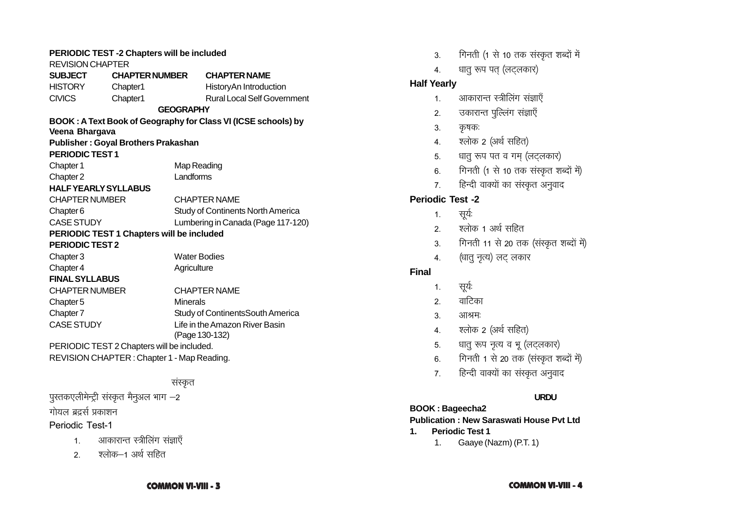**PERIODIC TEST -2 Chapters will be included**

REVISION CHAPTER

| SUBJECT | CHAPTER NUMBER | CHAPTER NAME |
|---|---|---|
| HISTORY | Chapter1 | HistoryAn Introduction |
| CIVICS | Chapter1 | Rural Local Self Government |

## GEOGRAPHY

**BOOK : A Text Book of Geography for Class VI (ICSE schools) by Veena Bhargava**

**Publisher : Goyal Brothers Prakashan**

**PERIODIC TEST 1**

| | |
|---|---|
| Chapter 1 | Map Reading |
| Chapter 2 | Landforms |

**HALF YEARLY SYLLABUS**

| CHAPTER NUMBER | CHAPTER NAME |
|---|---|
| Chapter 6 | Study of Continents North America |
| CASE STUDY | Lumbering in Canada (Page 117-120) |

**PERIODIC TEST 1 Chapters will be included**

**PERIODIC TEST 2**

| | |
|---|---|
| Chapter 3 | Water Bodies |
| Chapter 4 | Agriculture |

**FINAL SYLLABUS**

| CHAPTER NUMBER | CHAPTER NAME |
|---|---|
| Chapter 5 | Minerals |
| Chapter 7 | Study of ContinentsSouth America |
| CASE STUDY | Life in the Amazon River Basin (Page 130-132) |

PERIODIC TEST 2 Chapters will be included.

REVISION CHAPTER : Chapter 1 - Map Reading.

## संस्कृत

पुस्तकएलीमेन्ट्री संस्कृत मैनुअल भाग –2

गोयल ब्रद्रर्स प्रकाशन

Periodic Test-1

1. आकारान्त स्त्रीलिंग संज्ञाएँ
2. श्लोक–1 अर्थ सहित
3. गिनती (1 से 10 तक संस्कृत शब्दों में
4. धातु रूप पत् (लट्लकार)

**Half Yearly**

1. आकारान्त स्त्रीलिंग संज्ञाएँ
2. उकारान्त पुल्लिंग संज्ञाएँ
3. कृषकः
4. श्लोक 2 (अर्थ सहित)
5. धातु रूप पत व गम् (लट्लकार)
6. गिनती (1 से 10 तक संस्कृत शब्दों में)
7. हिन्दी वाक्यों का संस्कृत अनुवाद

**Periodic Test -2**

1. सूर्यः
2. श्लोक 1 अर्थ सहित
3. गिनती 11 से 20 तक (संस्कृत शब्दों में)
4. (धातु नृत्य) लट् लकार

**Final**

1. सूर्यः
2. वाटिका
3. आश्रमः
4. श्लोक 2 (अर्थ सहित)
5. धातु रूप नृत्य व भू (लट्लकार)
6. गिनती 1 से 20 तक (संस्कृत शब्दों में)
7. हिन्दी वाक्यों का संस्कृत अनुवाद

## URDU

**BOOK : Bageecha2**

**Publication : New Saraswati House Pvt Ltd**

1. **Periodic Test 1**
   1. Gaaye (Nazm) (P.T. 1)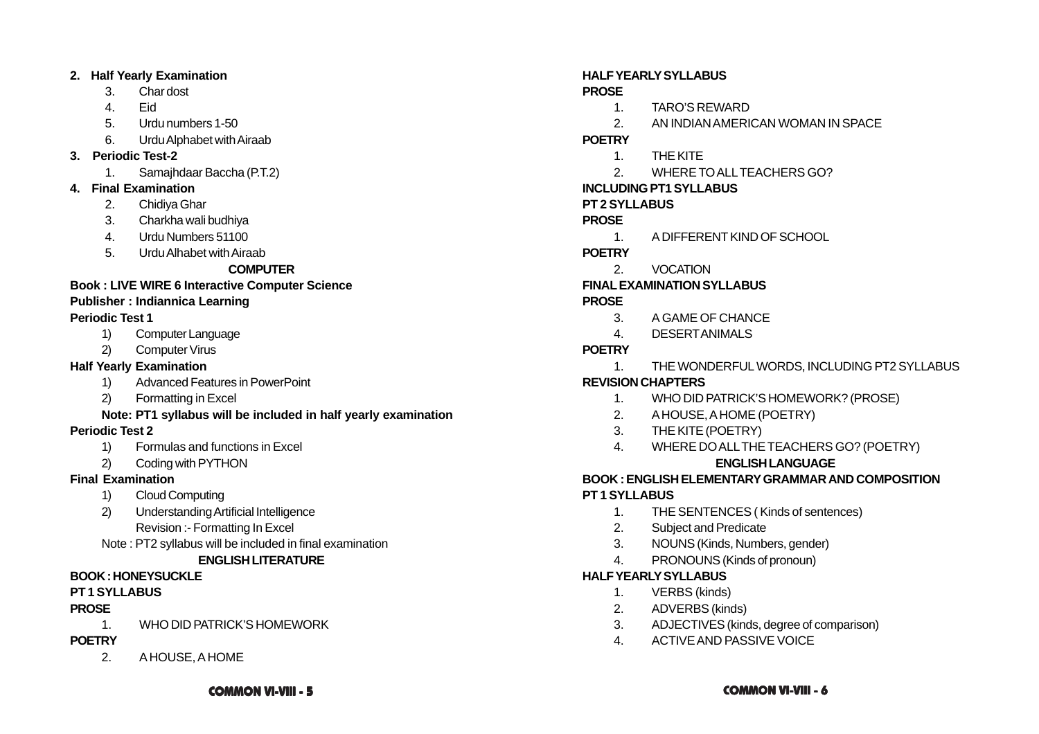**2. Half Yearly Examination**

3. Char dost
4. Eid
5. Urdu numbers 1-50
6. Urdu Alphabet with Airaab

**3. Periodic Test-2**

1. Samajhdaar Baccha (P.T.2)

**4. Final Examination**

2. Chidiya Ghar
3. Charkha wali budhiya
4. Urdu Numbers 51100
5. Urdu Alhabet with Airaab

## COMPUTER

**Book : LIVE WIRE 6 Interactive Computer Science**

**Publisher : Indiannica Learning**

**Periodic Test 1**

1) Computer Language
2) Computer Virus

**Half Yearly Examination**

1) Advanced Features in PowerPoint
2) Formatting in Excel

**Note: PT1 syllabus will be included in half yearly examination**

**Periodic Test 2**

1) Formulas and functions in Excel
2) Coding with PYTHON

**Final Examination**

1) Cloud Computing
2) Understanding Artificial Intelligence

Revision :- Formatting In Excel

Note : PT2 syllabus will be included in final examination

## ENGLISH LITERATURE

**BOOK : HONEYSUCKLE**

**PT 1 SYLLABUS**

**PROSE**

1. WHO DID PATRICK'S HOMEWORK

**POETRY**

2. A HOUSE, A HOME

**HALF YEARLY SYLLABUS**

**PROSE**

1. TARO'S REWARD
2. AN INDIAN AMERICAN WOMAN IN SPACE

**POETRY**

1. THE KITE
2. WHERE TO ALL TEACHERS GO?

**INCLUDING PT1 SYLLABUS**

**PT 2 SYLLABUS**

**PROSE**

1. A DIFFERENT KIND OF SCHOOL

**POETRY**

2. VOCATION

**FINAL EXAMINATION SYLLABUS**

**PROSE**

3. A GAME OF CHANCE
4. DESERT ANIMALS

**POETRY**

1. THE WONDERFUL WORDS, INCLUDING PT2 SYLLABUS

**REVISION CHAPTERS**

1. WHO DID PATRICK'S HOMEWORK? (PROSE)
2. A HOUSE, A HOME (POETRY)
3. THE KITE (POETRY)
4. WHERE DO ALL THE TEACHERS GO? (POETRY)

## ENGLISH LANGUAGE

**BOOK : ENGLISH ELEMENTARY GRAMMAR AND COMPOSITION**

**PT 1 SYLLABUS**

1. THE SENTENCES ( Kinds of sentences)
2. Subject and Predicate
3. NOUNS (Kinds, Numbers, gender)
4. PRONOUNS (Kinds of pronoun)

**HALF YEARLY SYLLABUS**

1. VERBS (kinds)
2. ADVERBS (kinds)
3. ADJECTIVES (kinds, degree of comparison)
4. ACTIVE AND PASSIVE VOICE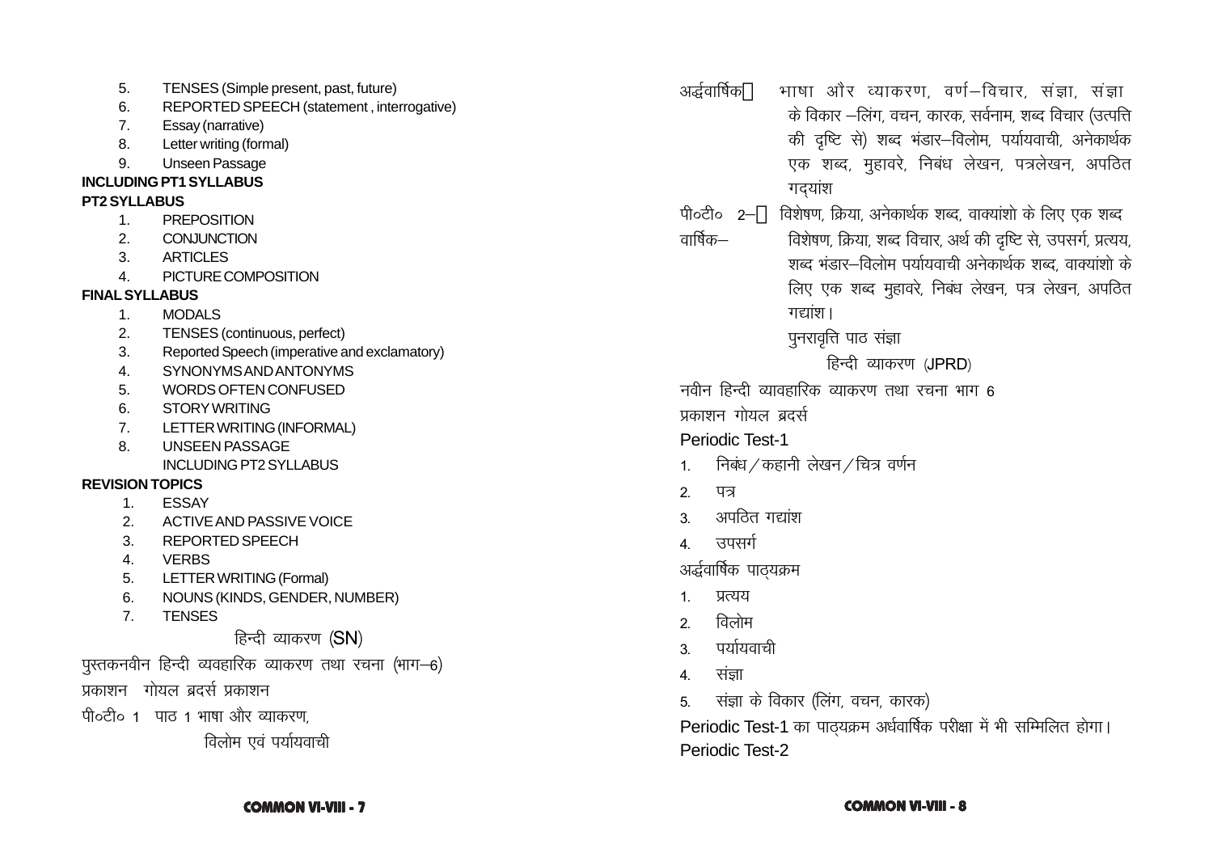5. TENSES (Simple present, past, future)
6. REPORTED SPEECH (statement , interrogative)
7. Essay (narrative)
8. Letter writing (formal)
9. Unseen Passage

**INCLUDING PT1 SYLLABUS**

**PT2 SYLLABUS**

1. PREPOSITION
2. CONJUNCTION
3. ARTICLES
4. PICTURE COMPOSITION

**FINAL SYLLABUS**

1. MODALS
2. TENSES (continuous, perfect)
3. Reported Speech (imperative and exclamatory)
4. SYNONYMS AND ANTONYMS
5. WORDS OFTEN CONFUSED
6. STORY WRITING
7. LETTER WRITING (INFORMAL)
8. UNSEEN PASSAGE
   INCLUDING PT2 SYLLABUS

**REVISION TOPICS**

1. ESSAY
2. ACTIVE AND PASSIVE VOICE
3. REPORTED SPEECH
4. VERBS
5. LETTER WRITING (Formal)
6. NOUNS (KINDS, GENDER, NUMBER)
7. TENSES

## हिन्दी व्याकरण (SN)

पुस्तकनवीन हिन्दी व्यवहारिक व्याकरण तथा रचना (भाग–6)

प्रकाशन गोयल ब्रदर्स प्रकाशन

पी०टी० 1 पाठ 1 भाषा और व्याकरण,
विलोम एवं पर्यायवाची

अर्द्धवार्षिक भाषा और व्याकरण, वर्ण–विचार, संज्ञा, संज्ञा के विकार –लिंग, वचन, कारक, सर्वनाम, शब्द विचार (उत्पत्ति की दृष्टि से) शब्द भंडार–विलोम, पर्यायवाची, अनेकार्थक एक शब्द, मुहावरे, निबंध लेखन, पत्रलेखन, अपठित गद्यांश

पी०टी० 2– विशेषण, क्रिया, अनेकार्थक शब्द, वाक्यांशो के लिए एक शब्द

वार्षिक– विशेषण, क्रिया, शब्द विचार, अर्थ की दृष्टि से, उपसर्ग, प्रत्यय, शब्द भंडार–विलोम पर्यायवाची अनेकार्थक शब्द, वाक्यांशो के लिए एक शब्द मुहावरे, निबंध लेखन, पत्र लेखन, अपठित गद्यांश।
पुनरावृत्ति पाठ संज्ञा

## हिन्दी व्याकरण (JPRD)

नवीन हिन्दी व्यावहारिक व्याकरण तथा रचना भाग 6

प्रकाशन गोयल ब्रदर्स

**Periodic Test-1**

1. निबंध / कहानी लेखन / चित्र वर्णन
2. पत्र
3. अपठित गद्यांश
4. उपसर्ग

अर्द्धवार्षिक पाठ्यक्रम

1. प्रत्यय
2. विलोम
3. पर्यायवाची
4. संज्ञा
5. संज्ञा के विकार (लिंग, वचन, कारक)

Periodic Test-1 का पाठ्यक्रम अर्धवार्षिक परीक्षा में भी सम्मिलित होगा।

**Periodic Test-2**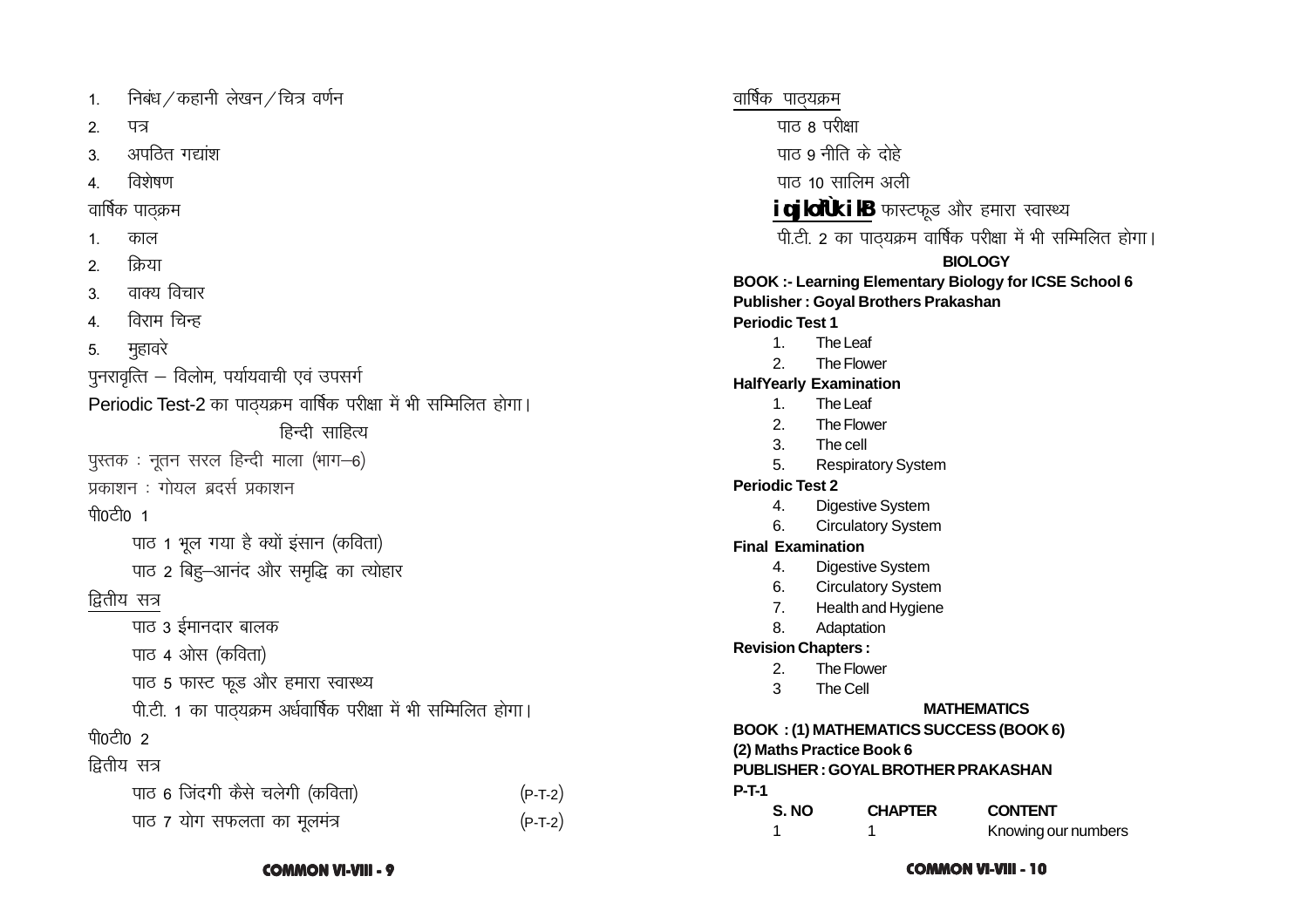1. निबंध / कहानी लेखन / चित्र वर्णन
2. पत्र
3. अपठित गद्यांश
4. विशेषण

वार्षिक पाठ्क्रम

1. काल
2. क्रिया
3. वाक्य विचार
4. विराम चिन्ह
5. मुहावरे

पुनरावृत्ति – विलोम, पर्यायवाची एवं उपसर्ग

Periodic Test-2 का पाठ्यक्रम वार्षिक परीक्षा में भी सम्मिलित होगा।

हिन्दी साहित्य

पुस्तक : नूतन सरल हिन्दी माला (भाग–6)

प्रकाशन : गोयल ब्रदर्स प्रकाशन

पी0टी0 1

पाठ 1 भूल गया है क्यों इंसान (कविता)

पाठ 2 बिहु–आनंद और समृद्धि का त्योहार

द्वितीय सत्र

पाठ 3 ईमानदार बालक

पाठ 4 ओस (कविता)

पाठ 5 फास्ट फूड और हमारा स्वास्थ्य

पी.टी. 1 का पाठ्यक्रम अर्धवार्षिक परीक्षा में भी सम्मिलित होगा।

पी0टी0 2

द्वितीय सत्र

पाठ 6 जिंदगी कैसे चलेगी (कविता) (P-T-2)

पाठ 7 योग सफलता का मूलमंत्र (P-T-2)

वार्षिक पाठ्यक्रम

पाठ 8 परीक्षा

पाठ 9 नीति के दोहे

पाठ 10 सालिम अली

पुनरावृत्ति पाठ फास्टफूड और हमारा स्वास्थ्य

पी.टी. 2 का पाठ्यक्रम वार्षिक परीक्षा में भी सम्मिलित होगा।

**BIOLOGY**

**BOOK :- Learning Elementary Biology for ICSE School 6**

**Publisher : Goyal Brothers Prakashan**

**Periodic Test 1**

1. The Leaf
2. The Flower

**HalfYearly Examination**

1. The Leaf
2. The Flower
3. The cell
5. Respiratory System

**Periodic Test 2**

4. Digestive System
6. Circulatory System

**Final Examination**

4. Digestive System
6. Circulatory System
7. Health and Hygiene
8. Adaptation

**Revision Chapters :**

2. The Flower
3 The Cell

**MATHEMATICS**

**BOOK : (1) MATHEMATICS SUCCESS (BOOK 6)**

**(2) Maths Practice Book 6**

**PUBLISHER : GOYAL BROTHER PRAKASHAN**

**P-T-1**

| S. NO | CHAPTER | CONTENT |
|---|---|---|
| 1 | 1 | Knowing our numbers |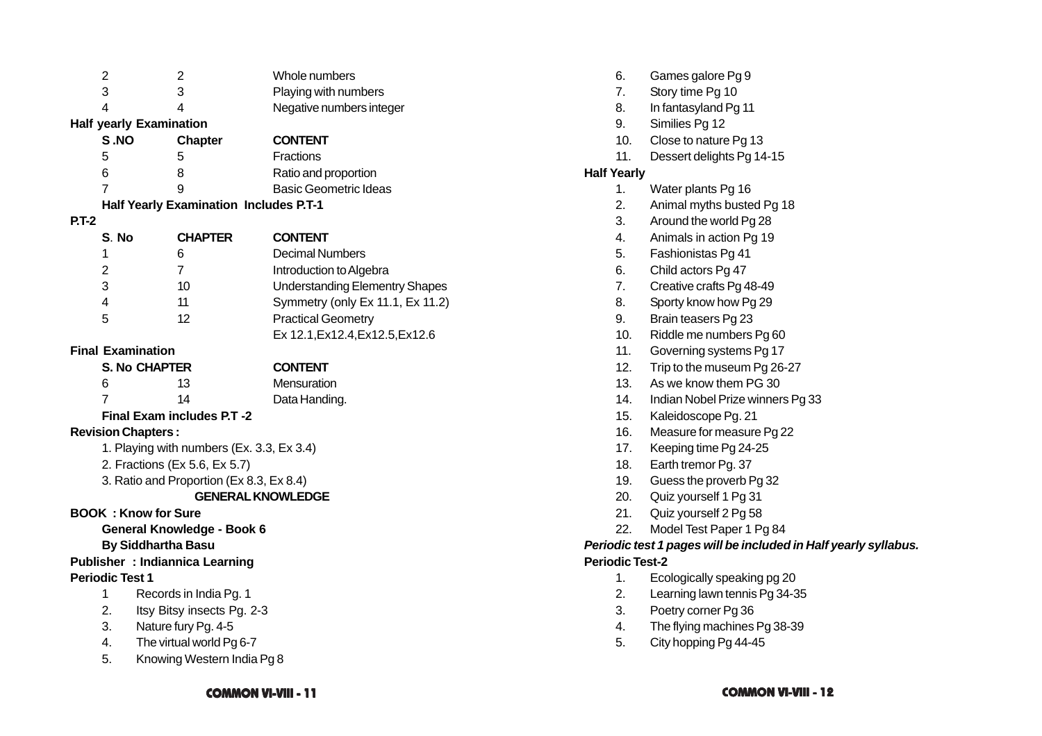| S.NO | Chapter | CONTENT |
|---|---|---|
| 2 | 2 | Whole numbers |
| 3 | 3 | Playing with numbers |
| 4 | 4 | Negative numbers integer |

**Half yearly Examination**

| S .NO | Chapter | CONTENT |
|---|---|---|
| 5 | 5 | Fractions |
| 6 | 8 | Ratio and proportion |
| 7 | 9 | Basic Geometric Ideas |

**Half Yearly Examination Includes P.T-1**

**P.T-2**

| S. No | CHAPTER | CONTENT |
|---|---|---|
| 1 | 6 | Decimal Numbers |
| 2 | 7 | Introduction to Algebra |
| 3 | 10 | Understanding Elementry Shapes |
| 4 | 11 | Symmetry (only Ex 11.1, Ex 11.2) |
| 5 | 12 | Practical Geometry Ex 12.1,Ex12.4,Ex12.5,Ex12.6 |

**Final Examination**

| S. No | CHAPTER | CONTENT |
|---|---|---|
| 6 | 13 | Mensuration |
| 7 | 14 | Data Handing. |

**Final Exam includes P.T -2**

**Revision Chapters :**

1. Playing with numbers (Ex. 3.3, Ex 3.4)
2. Fractions (Ex 5.6, Ex 5.7)
3. Ratio and Proportion (Ex 8.3, Ex 8.4)

## GENERAL KNOWLEDGE

**BOOK : Know for Sure**

**General Knowledge - Book 6**

**By Siddhartha Basu**

**Publisher : Indiannica Learning**

**Periodic Test 1**

1. Records in India Pg. 1
2. Itsy Bitsy insects Pg. 2-3
3. Nature fury Pg. 4-5
4. The virtual world Pg 6-7
5. Knowing Western India Pg 8
6. Games galore Pg 9
7. Story time Pg 10
8. In fantasyland Pg 11
9. Similies Pg 12
10. Close to nature Pg 13
11. Dessert delights Pg 14-15

**Half Yearly**

1. Water plants Pg 16
2. Animal myths busted Pg 18
3. Around the world Pg 28
4. Animals in action Pg 19
5. Fashionistas Pg 41
6. Child actors Pg 47
7. Creative crafts Pg 48-49
8. Sporty know how Pg 29
9. Brain teasers Pg 23
10. Riddle me numbers Pg 60
11. Governing systems Pg 17
12. Trip to the museum Pg 26-27
13. As we know them PG 30
14. Indian Nobel Prize winners Pg 33
15. Kaleidoscope Pg. 21
16. Measure for measure Pg 22
17. Keeping time Pg 24-25
18. Earth tremor Pg. 37
19. Guess the proverb Pg 32
20. Quiz yourself 1 Pg 31
21. Quiz yourself 2 Pg 58
22. Model Test Paper 1 Pg 84

***Periodic test 1 pages will be included in Half yearly syllabus.***

**Periodic Test-2**

1. Ecologically speaking pg 20
2. Learning lawn tennis Pg 34-35
3. Poetry corner Pg 36
4. The flying machines Pg 38-39
5. City hopping Pg 44-45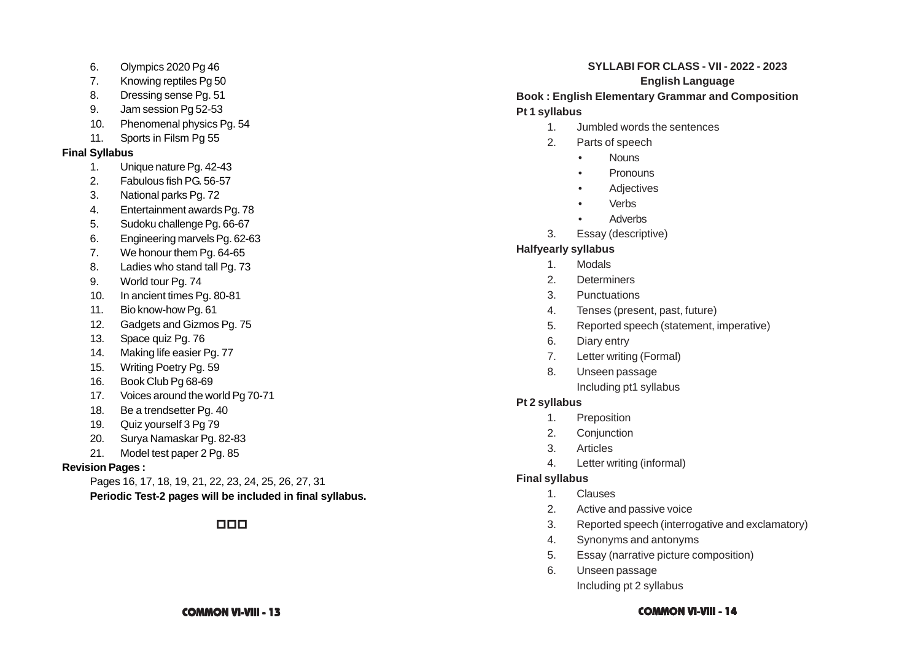6. Olympics 2020 Pg 46
7. Knowing reptiles Pg 50
8. Dressing sense Pg. 51
9. Jam session Pg 52-53
10. Phenomenal physics Pg. 54
11. Sports in Filsm Pg 55

**Final Syllabus**

1. Unique nature Pg. 42-43
2. Fabulous fish PG. 56-57
3. National parks Pg. 72
4. Entertainment awards Pg. 78
5. Sudoku challenge Pg. 66-67
6. Engineering marvels Pg. 62-63
7. We honour them Pg. 64-65
8. Ladies who stand tall Pg. 73
9. World tour Pg. 74
10. In ancient times Pg. 80-81
11. Bio know-how Pg. 61
12. Gadgets and Gizmos Pg. 75
13. Space quiz Pg. 76
14. Making life easier Pg. 77
15. Writing Poetry Pg. 59
16. Book Club Pg 68-69
17. Voices around the world Pg 70-71
18. Be a trendsetter Pg. 40
19. Quiz yourself 3 Pg 79
20. Surya Namaskar Pg. 82-83
21. Model test paper 2 Pg. 85

**Revision Pages :**

Pages 16, 17, 18, 19, 21, 22, 23, 24, 25, 26, 27, 31

**Periodic Test-2 pages will be included in final syllabus.**

□□□

## SYLLABI FOR CLASS - VII - 2022 - 2023

### English Language

**Book : English Elementary Grammar and Composition**

**Pt 1 syllabus**

1. Jumbled words the sentences
2. Parts of speech
   - Nouns
   - Pronouns
   - Adjectives
   - Verbs
   - Adverbs
3. Essay (descriptive)

**Halfyearly syllabus**

1. Modals
2. Determiners
3. Punctuations
4. Tenses (present, past, future)
5. Reported speech (statement, imperative)
6. Diary entry
7. Letter writing (Formal)
8. Unseen passage

   Including pt1 syllabus

**Pt 2 syllabus**

1. Preposition
2. Conjunction
3. Articles
4. Letter writing (informal)

**Final syllabus**

1. Clauses
2. Active and passive voice
3. Reported speech (interrogative and exclamatory)
4. Synonyms and antonyms
5. Essay (narrative picture composition)
6. Unseen passage

   Including pt 2 syllabus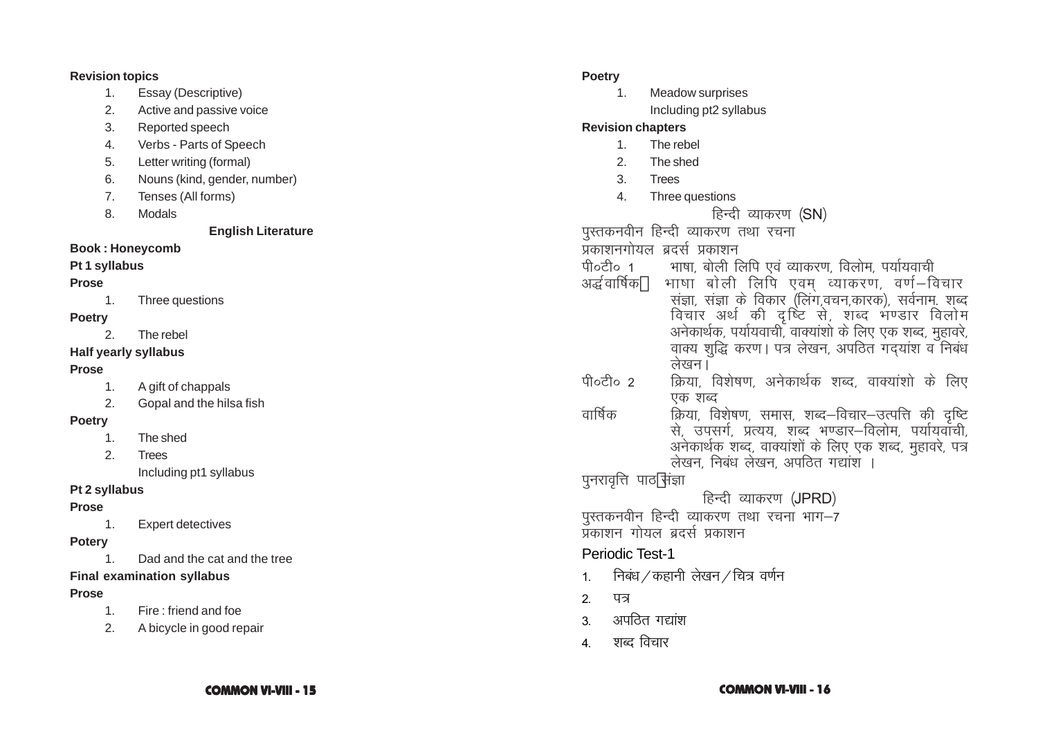**Revision topics**

1. Essay (Descriptive)
2. Active and passive voice
3. Reported speech
4. Verbs - Parts of Speech
5. Letter writing (formal)
6. Nouns (kind, gender, number)
7. Tenses (All forms)
8. Modals

### English Literature

**Book : Honeycomb**

**Pt 1 syllabus**

**Prose**

1. Three questions

**Poetry**

2. The rebel

**Half yearly syllabus**

**Prose**

1. A gift of chappals
2. Gopal and the hilsa fish

**Poetry**

1. The shed
2. Trees

   Including pt1 syllabus

**Pt 2 syllabus**

**Prose**

1. Expert detectives

**Potery**

1. Dad and the cat and the tree

**Final examination syllabus**

**Prose**

1. Fire : friend and foe
2. A bicycle in good repair

**Poetry**

1. Meadow surprises

   Including pt2 syllabus

**Revision chapters**

1. The rebel
2. The shed
3. Trees
4. Three questions

### हिन्दी व्याकरण (SN)

पुस्तकनवीन हिन्दी व्याकरण तथा रचना

प्रकाशनगोयल ब्रदर्स प्रकाशन

पी०टी० 1 भाषा, बोली लिपि एवं व्याकरण, विलोम, पर्यायवाची

अर्द्धवार्षिक भाषा बोली लिपि एवम् व्याकरण, वर्ण–विचार संज्ञा, संज्ञा के विकार (लिंग,वचन,कारक), सर्वनाम. शब्द विचार अर्थ की दृष्टि से, शब्द भण्डार विलोम अनेकार्थक, पर्यायवाची, वाक्यांशो के लिए एक शब्द, मुहावरे, वाक्य शुद्धि करण। पत्र लेखन, अपठित गद्यांश व निबंध लेखन।

पी०टी० 2 क्रिया, विशेषण, अनेकार्थक शब्द, वाक्यांशो के लिए एक शब्द

वार्षिक क्रिया, विशेषण, समास, शब्द–विचार–उत्पत्ति की दृष्टि से, उपसर्ग, प्रत्यय, शब्द भण्डार–विलोम, पर्यायवाची, अनेकार्थक शब्द, वाक्यांशों के लिए एक शब्द, मुहावरे, पत्र लेखन, निबंध लेखन, अपठित गद्यांश ।

पुनरावृत्ति पाठ संज्ञा

### हिन्दी व्याकरण (JPRD)

पुस्तकनवीन हिन्दी व्याकरण तथा रचना भाग–7

प्रकाशन गोयल ब्रदर्स प्रकाशन

Periodic Test-1

1. निबंध / कहानी लेखन / चित्र वर्णन
2. पत्र
3. अपठित गद्यांश
4. शब्द विचार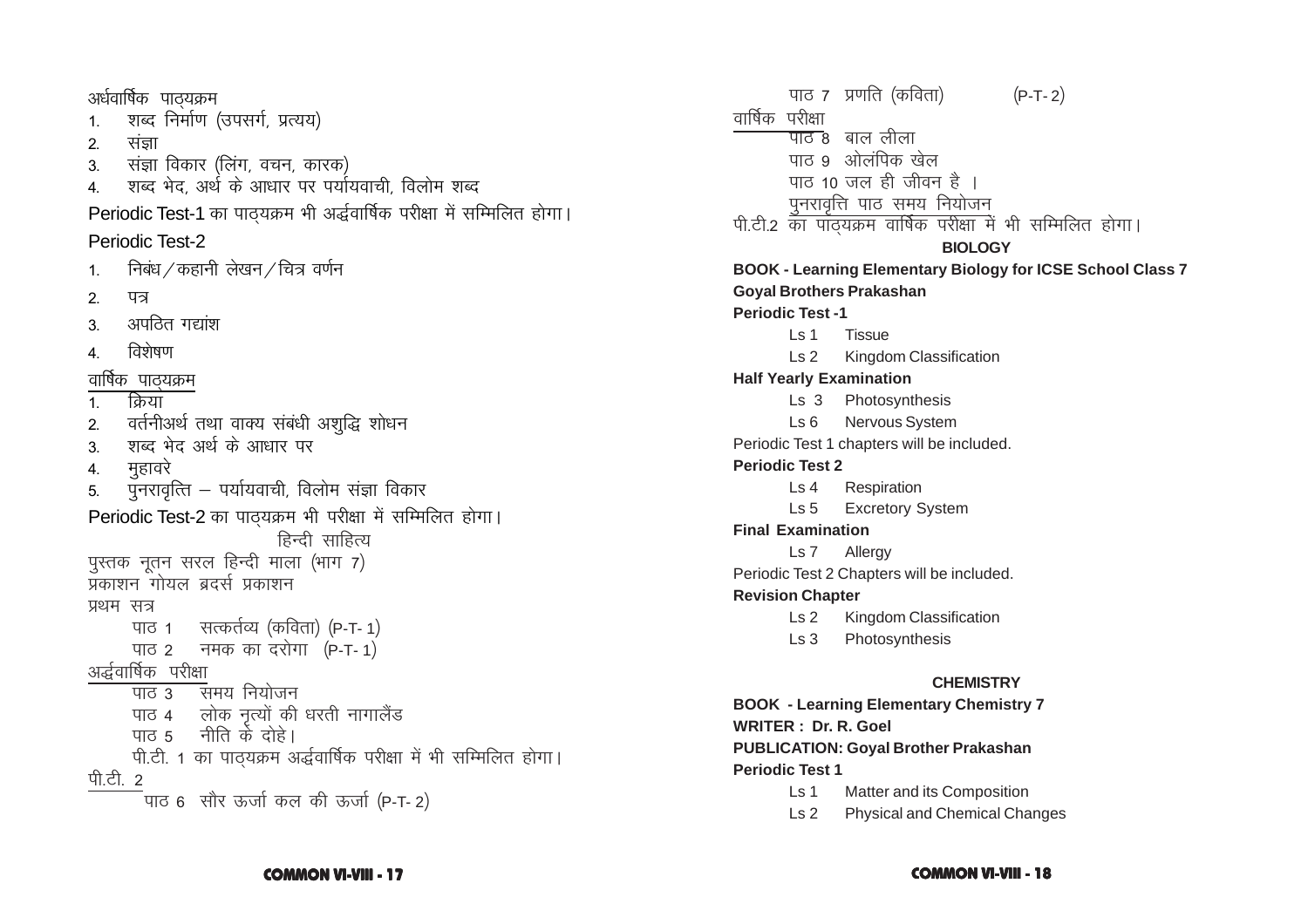अर्धवार्षिक पाठ्यक्रम

1. शब्द निर्माण (उपसर्ग, प्रत्यय)
2. संज्ञा
3. संज्ञा विकार (लिंग, वचन, कारक)
4. शब्द भेद, अर्थ के आधार पर पर्यायवाची, विलोम शब्द

Periodic Test-1 का पाठ्यक्रम भी अर्द्धवार्षिक परीक्षा में सम्मिलित होगा।

Periodic Test-2

1. निबंध / कहानी लेखन / चित्र वर्णन
2. पत्र
3. अपठित गद्यांश
4. विशेषण

वार्षिक पाठ्यक्रम

1. क्रिया
2. वर्तनीअर्थ तथा वाक्य संबंधी अशुद्धि शोधन
3. शब्द भेद अर्थ के आधार पर
4. मुहावरे
5. पुनरावृत्ति – पर्यायवाची, विलोम संज्ञा विकार

Periodic Test-2 का पाठ्यक्रम भी परीक्षा में सम्मिलित होगा।

हिन्दी साहित्य

पुस्तक नूतन सरल हिन्दी माला (भाग 7)
प्रकाशन गोयल ब्रदर्स प्रकाशन

प्रथम सत्र

पाठ 1 सत्कर्तव्य (कविता) (P-T- 1)
पाठ 2 नमक का दरोगा (P-T- 1)

अर्द्धवार्षिक परीक्षा

पाठ 3 समय नियोजन
पाठ 4 लोक नृत्यों की धरती नागालैंड
पाठ 5 नीति के दोहे।
पी.टी. 1 का पाठ्यक्रम अर्द्धवार्षिक परीक्षा में भी सम्मिलित होगा।

पी.टी. 2

पाठ 6 सौर ऊर्जा कल की ऊर्जा (P-T- 2)
पाठ 7 प्रणति (कविता) (P-T- 2)

वार्षिक परीक्षा

पाठ 8 बाल लीला
पाठ 9 ओलंपिक खेल
पाठ 10 जल ही जीवन है ।
पुनरावृत्ति पाठ समय नियोजन

पी.टी.2 का पाठ्यक्रम वार्षिक परीक्षा में भी सम्मिलित होगा।

## BIOLOGY

**BOOK - Learning Elementary Biology for ICSE School Class 7**
**Goyal Brothers Prakashan**

**Periodic Test -1**

Ls 1 Tissue
Ls 2 Kingdom Classification

**Half Yearly Examination**

Ls 3 Photosynthesis
Ls 6 Nervous System

Periodic Test 1 chapters will be included.

**Periodic Test 2**

Ls 4 Respiration
Ls 5 Excretory System

**Final Examination**

Ls 7 Allergy

Periodic Test 2 Chapters will be included.

**Revision Chapter**

Ls 2 Kingdom Classification
Ls 3 Photosynthesis

## CHEMISTRY

**BOOK - Learning Elementary Chemistry 7**
**WRITER : Dr. R. Goel**
**PUBLICATION: Goyal Brother Prakashan**

**Periodic Test 1**

Ls 1 Matter and its Composition
Ls 2 Physical and Chemical Changes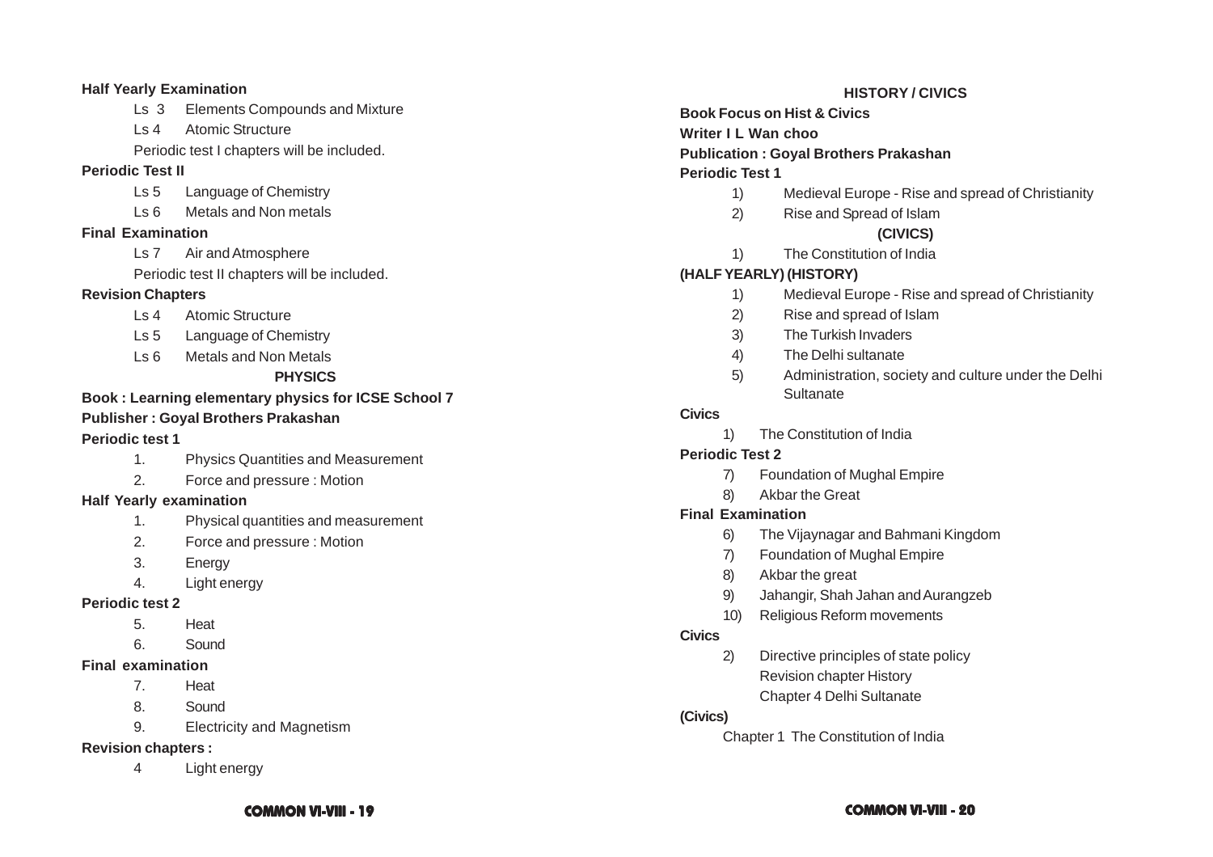**Half Yearly Examination**

- Ls 3 Elements Compounds and Mixture
- Ls 4 Atomic Structure

Periodic test I chapters will be included.

**Periodic Test II**

- Ls 5 Language of Chemistry
- Ls 6 Metals and Non metals

**Final Examination**

- Ls 7 Air and Atmosphere

Periodic test II chapters will be included.

**Revision Chapters**

- Ls 4 Atomic Structure
- Ls 5 Language of Chemistry
- Ls 6 Metals and Non Metals

## PHYSICS

**Book : Learning elementary physics for ICSE School 7**

**Publisher : Goyal Brothers Prakashan**

**Periodic test 1**

1. Physics Quantities and Measurement
2. Force and pressure : Motion

**Half Yearly examination**

1. Physical quantities and measurement
2. Force and pressure : Motion
3. Energy
4. Light energy

**Periodic test 2**

5. Heat
6. Sound

**Final examination**

7. Heat
8. Sound
9. Electricity and Magnetism

**Revision chapters :**

4 Light energy

## HISTORY / CIVICS

**Book Focus on Hist & Civics**

**Writer I L Wan choo**

**Publication : Goyal Brothers Prakashan**

**Periodic Test 1**

1) Medieval Europe - Rise and spread of Christianity
2) Rise and Spread of Islam

**(CIVICS)**

1) The Constitution of India

**(HALF YEARLY) (HISTORY)**

1) Medieval Europe - Rise and spread of Christianity
2) Rise and spread of Islam
3) The Turkish Invaders
4) The Delhi sultanate
5) Administration, society and culture under the Delhi Sultanate

**Civics**

1) The Constitution of India

**Periodic Test 2**

7) Foundation of Mughal Empire
8) Akbar the Great

**Final Examination**

6) The Vijaynagar and Bahmani Kingdom
7) Foundation of Mughal Empire
8) Akbar the great
9) Jahangir, Shah Jahan and Aurangzeb
10) Religious Reform movements

**Civics**

2) Directive principles of state policy

Revision chapter History

Chapter 4 Delhi Sultanate

**(Civics)**

Chapter 1 The Constitution of India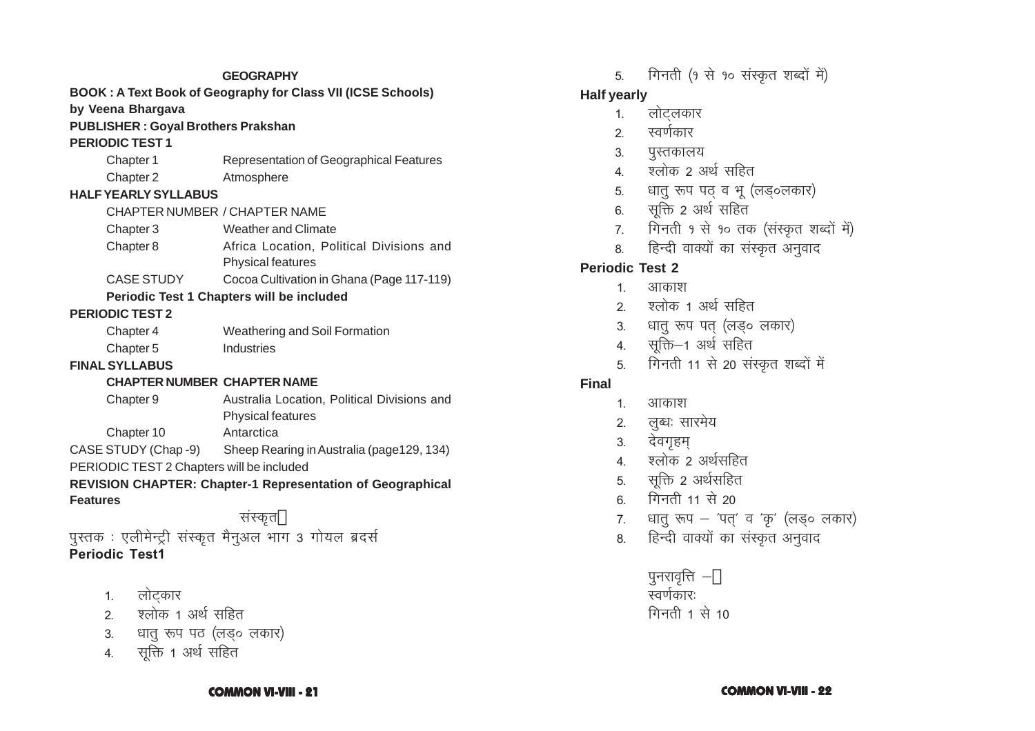## GEOGRAPHY

**BOOK : A Text Book of Geography for Class VII (ICSE Schools) by Veena Bhargava**

**PUBLISHER : Goyal Brothers Prakshan**

**PERIODIC TEST 1**

| | |
|---|---|
| Chapter 1 | Representation of Geographical Features |
| Chapter 2 | Atmosphere |

**HALF YEARLY SYLLABUS**

| CHAPTER NUMBER / CHAPTER NAME | |
|---|---|
| Chapter 3 | Weather and Climate |
| Chapter 8 | Africa Location, Political Divisions and Physical features |
| CASE STUDY | Cocoa Cultivation in Ghana (Page 117-119) |

**Periodic Test 1 Chapters will be included**

**PERIODIC TEST 2**

| | |
|---|---|
| Chapter 4 | Weathering and Soil Formation |
| Chapter 5 | Industries |

**FINAL SYLLABUS**

| **CHAPTER NUMBER** | **CHAPTER NAME** |
|---|---|
| Chapter 9 | Australia Location, Political Divisions and Physical features |
| Chapter 10 | Antarctica |
| CASE STUDY (Chap -9) | Sheep Rearing in Australia (page129, 134) |

PERIODIC TEST 2 Chapters will be included

**REVISION CHAPTER: Chapter-1 Representation of Geographical Features**

## संस्कृत

पुस्तक : एलीमेन्ट्री संस्कृत मैनुअल भाग 3 गोयल ब्रदर्स

**Periodic Test1**

1. लोट्‌कार
2. श्लोक 1 अर्थ सहित
3. धातु रूप पठ (लड्० लकार)
4. सूक्ति 1 अर्थ सहित
5. गिनती (१ से १० संस्कृत शब्दों में)

**Half yearly**

1. लोट्‌लकार
2. स्वर्णकार
3. पुस्तकालय
4. श्लोक 2 अर्थ सहित
5. धातु रूप पठ् व भू (लड्०लकार)
6. सूक्ति 2 अर्थ सहित
7. गिनती १ से १० तक (संस्कृत शब्दों में)
8. हिन्दी वाक्यों का संस्कृत अनुवाद

**Periodic Test 2**

1. आकाश
2. श्लोक 1 अर्थ सहित
3. धातु रूप पत् (लड्० लकार)
4. सूक्ति–1 अर्थ सहित
5. गिनती 11 से 20 संस्कृत शब्दों में

**Final**

1. आकाश
2. लुब्धः सारमेय
3. देवगृहम्
4. श्लोक 2 अर्थसहित
5. सूक्ति 2 अर्थसहित
6. गिनती 11 से 20
7. धातु रूप – 'पत्' व 'कृ' (लड्० लकार)
8. हिन्दी वाक्यों का संस्कृत अनुवाद

पुनरावृत्ति –
स्वर्णकारः
गिनती 1 से 10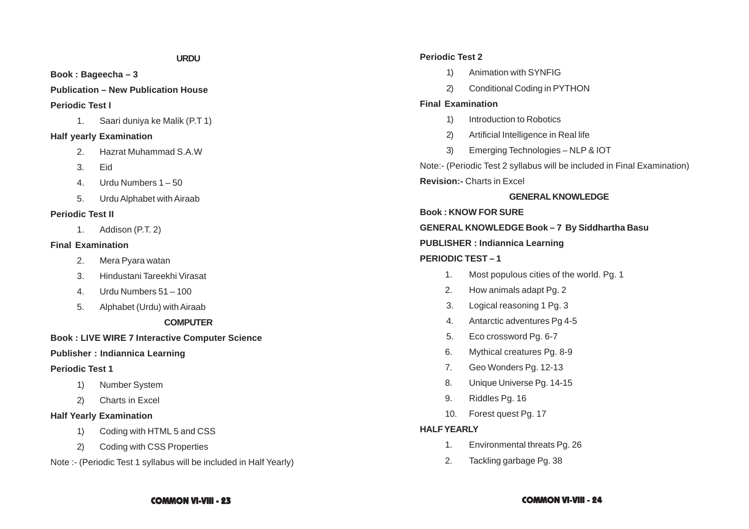## URDU

**Book : Bageecha – 3**

**Publication – New Publication House**

**Periodic Test I**

1. Saari duniya ke Malik (P.T 1)

**Half yearly Examination**

2. Hazrat Muhammad S.A.W
3. Eid
4. Urdu Numbers 1 – 50
5. Urdu Alphabet with Airaab

**Periodic Test II**

1. Addison (P.T. 2)

**Final Examination**

2. Mera Pyara watan
3. Hindustani Tareekhi Virasat
4. Urdu Numbers 51 – 100
5. Alphabet (Urdu) with Airaab

## COMPUTER

**Book : LIVE WIRE 7 Interactive Computer Science**

**Publisher : Indiannica Learning**

**Periodic Test 1**

1) Number System
2) Charts in Excel

**Half Yearly Examination**

1) Coding with HTML 5 and CSS
2) Coding with CSS Properties

Note :- (Periodic Test 1 syllabus will be included in Half Yearly)

**Periodic Test 2**

1) Animation with SYNFIG
2) Conditional Coding in PYTHON

**Final Examination**

1) Introduction to Robotics
2) Artificial Intelligence in Real life
3) Emerging Technologies – NLP & IOT

Note:- (Periodic Test 2 syllabus will be included in Final Examination)

**Revision:-** Charts in Excel

## GENERAL KNOWLEDGE

**Book : KNOW FOR SURE**

**GENERAL KNOWLEDGE Book – 7 By Siddhartha Basu**

**PUBLISHER : Indiannica Learning**

**PERIODIC TEST – 1**

1. Most populous cities of the world. Pg. 1
2. How animals adapt Pg. 2
3. Logical reasoning 1 Pg. 3
4. Antarctic adventures Pg 4-5
5. Eco crossword Pg. 6-7
6. Mythical creatures Pg. 8-9
7. Geo Wonders Pg. 12-13
8. Unique Universe Pg. 14-15
9. Riddles Pg. 16
10. Forest quest Pg. 17

**HALF YEARLY**

1. Environmental threats Pg. 26
2. Tackling garbage Pg. 38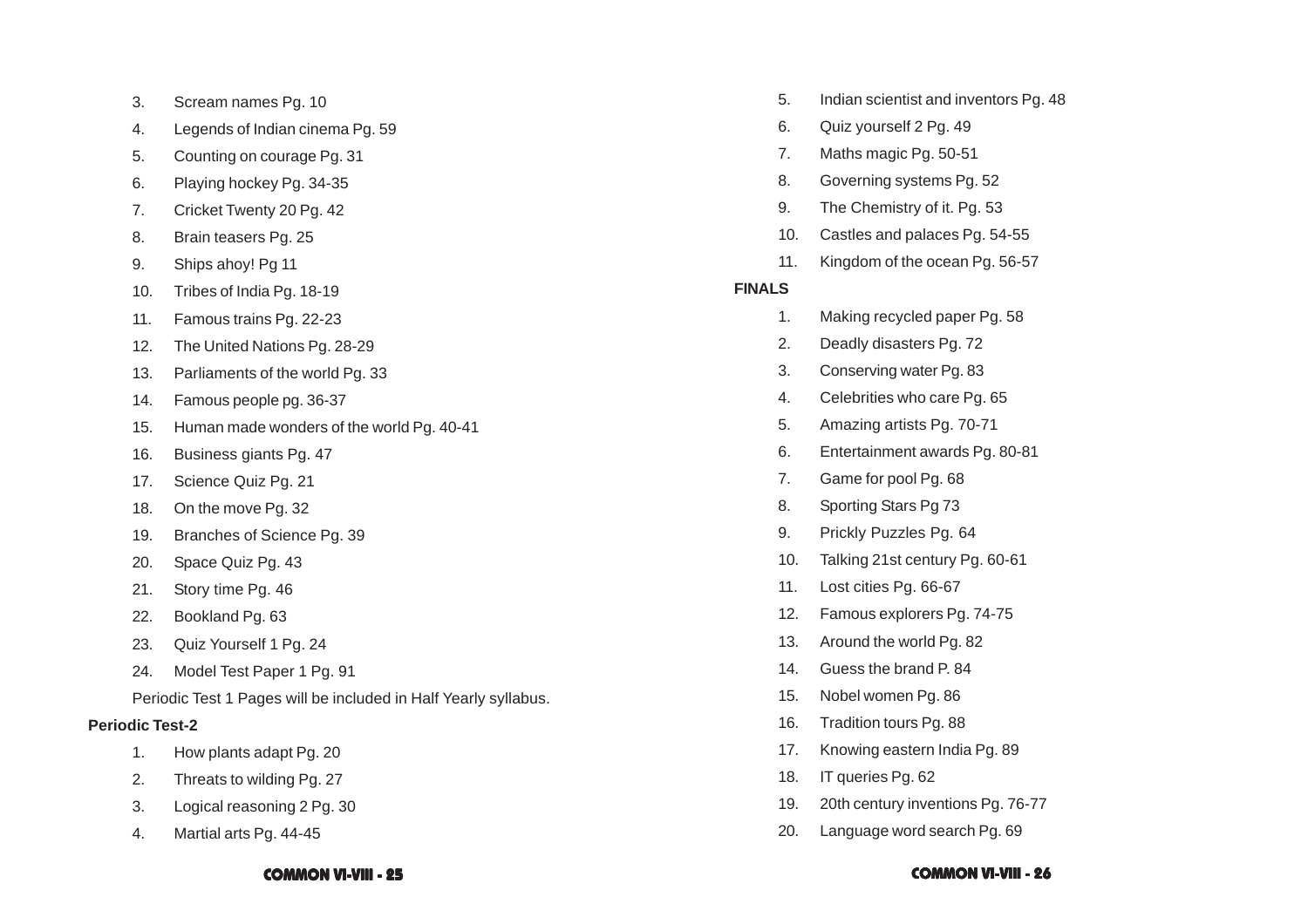3. Scream names Pg. 10
4. Legends of Indian cinema Pg. 59
5. Counting on courage Pg. 31
6. Playing hockey Pg. 34-35
7. Cricket Twenty 20 Pg. 42
8. Brain teasers Pg. 25
9. Ships ahoy! Pg 11
10. Tribes of India Pg. 18-19
11. Famous trains Pg. 22-23
12. The United Nations Pg. 28-29
13. Parliaments of the world Pg. 33
14. Famous people pg. 36-37
15. Human made wonders of the world Pg. 40-41
16. Business giants Pg. 47
17. Science Quiz Pg. 21
18. On the move Pg. 32
19. Branches of Science Pg. 39
20. Space Quiz Pg. 43
21. Story time Pg. 46
22. Bookland Pg. 63
23. Quiz Yourself 1 Pg. 24
24. Model Test Paper 1 Pg. 91

Periodic Test 1 Pages will be included in Half Yearly syllabus.

**Periodic Test-2**

1. How plants adapt Pg. 20
2. Threats to wilding Pg. 27
3. Logical reasoning 2 Pg. 30
4. Martial arts Pg. 44-45
5. Indian scientist and inventors Pg. 48
6. Quiz yourself 2 Pg. 49
7. Maths magic Pg. 50-51
8. Governing systems Pg. 52
9. The Chemistry of it. Pg. 53
10. Castles and palaces Pg. 54-55
11. Kingdom of the ocean Pg. 56-57

**FINALS**

1. Making recycled paper Pg. 58
2. Deadly disasters Pg. 72
3. Conserving water Pg. 83
4. Celebrities who care Pg. 65
5. Amazing artists Pg. 70-71
6. Entertainment awards Pg. 80-81
7. Game for pool Pg. 68
8. Sporting Stars Pg 73
9. Prickly Puzzles Pg. 64
10. Talking 21st century Pg. 60-61
11. Lost cities Pg. 66-67
12. Famous explorers Pg. 74-75
13. Around the world Pg. 82
14. Guess the brand P. 84
15. Nobel women Pg. 86
16. Tradition tours Pg. 88
17. Knowing eastern India Pg. 89
18. IT queries Pg. 62
19. 20th century inventions Pg. 76-77
20. Language word search Pg. 69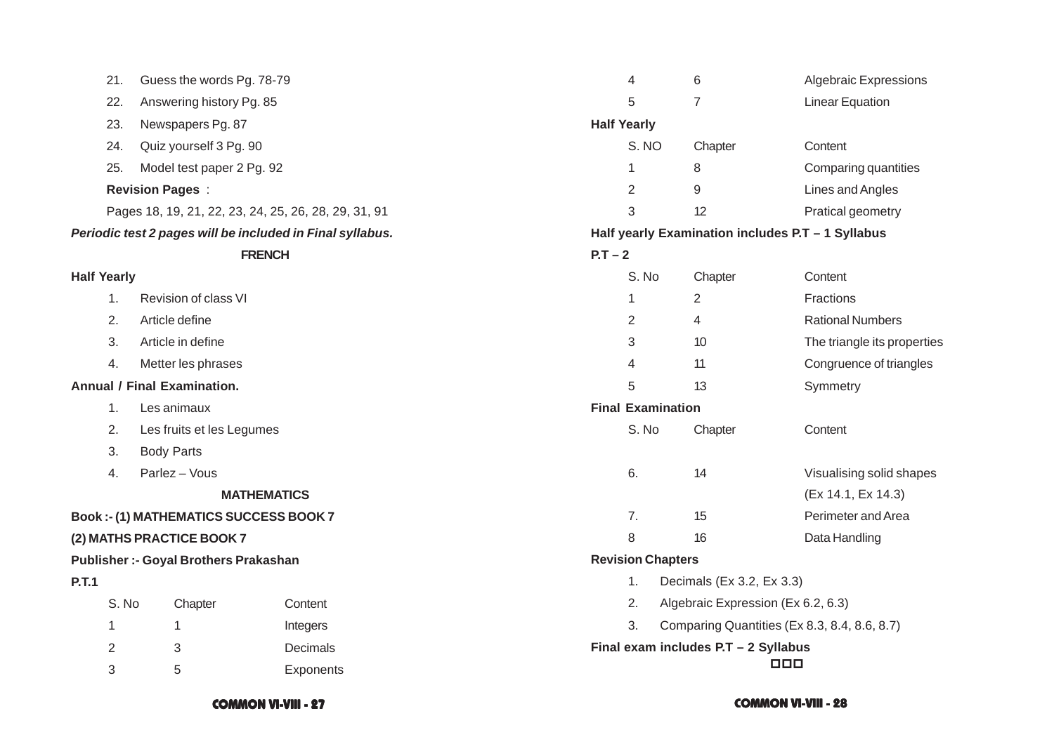21. Guess the words Pg. 78-79
22. Answering history Pg. 85
23. Newspapers Pg. 87
24. Quiz yourself 3 Pg. 90
25. Model test paper 2 Pg. 92

**Revision Pages** :

Pages 18, 19, 21, 22, 23, 24, 25, 26, 28, 29, 31, 91

***Periodic test 2 pages will be included in Final syllabus.***

## FRENCH

**Half Yearly**

1. Revision of class VI
2. Article define
3. Article in define
4. Metter les phrases

**Annual / Final Examination.**

1. Les animaux
2. Les fruits et les Legumes
3. Body Parts
4. Parlez – Vous

## MATHEMATICS

**Book :- (1) MATHEMATICS SUCCESS BOOK 7**

**(2) MATHS PRACTICE BOOK 7**

**Publisher :- Goyal Brothers Prakashan**

**P.T.1**

| S. No | Chapter | Content |
|---|---|---|
| 1 | 1 | Integers |
| 2 | 3 | Decimals |
| 3 | 5 | Exponents |
| 4 | 6 | Algebraic Expressions |
| 5 | 7 | Linear Equation |

**Half Yearly**

| S. NO | Chapter | Content |
|---|---|---|
| 1 | 8 | Comparing quantities |
| 2 | 9 | Lines and Angles |
| 3 | 12 | Pratical geometry |

**Half yearly Examination includes P.T – 1 Syllabus**

**P.T – 2**

| S. No | Chapter | Content |
|---|---|---|
| 1 | 2 | Fractions |
| 2 | 4 | Rational Numbers |
| 3 | 10 | The triangle its properties |
| 4 | 11 | Congruence of triangles |
| 5 | 13 | Symmetry |

**Final Examination**

| S. No | Chapter | Content |
|---|---|---|
| 6. | 14 | Visualising solid shapes (Ex 14.1, Ex 14.3) |
| 7. | 15 | Perimeter and Area |
| 8 | 16 | Data Handling |

**Revision Chapters**

1. Decimals (Ex 3.2, Ex 3.3)
2. Algebraic Expression (Ex 6.2, 6.3)
3. Comparing Quantities (Ex 8.3, 8.4, 8.6, 8.7)

**Final exam includes P.T – 2 Syllabus**